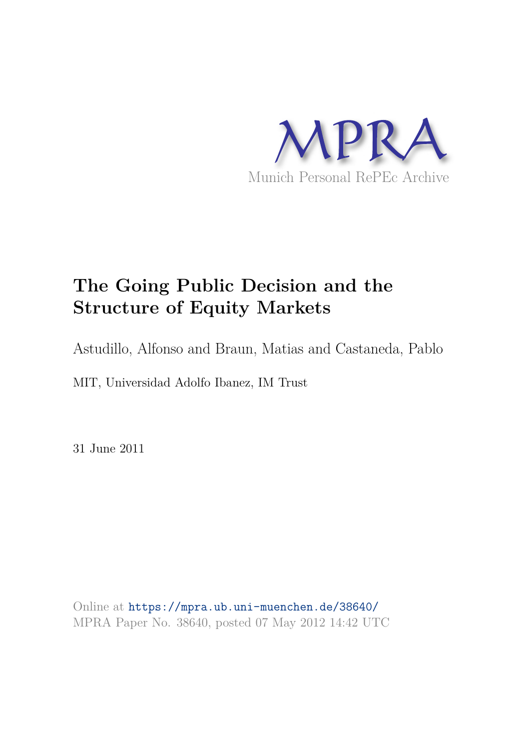MPRA

Munich Personal RePEc Archive

# The Going Public Decision and the Structure of Equity Markets

Astudillo, Alfonso and Braun, Matias and Castaneda, Pablo

MIT, Universidad Adolfo Ibanez, IM Trust

31 June 2011

Online at https://mpra.ub.uni-muenchen.de/38640/
MPRA Paper No. 38640, posted 07 May 2012 14:42 UTC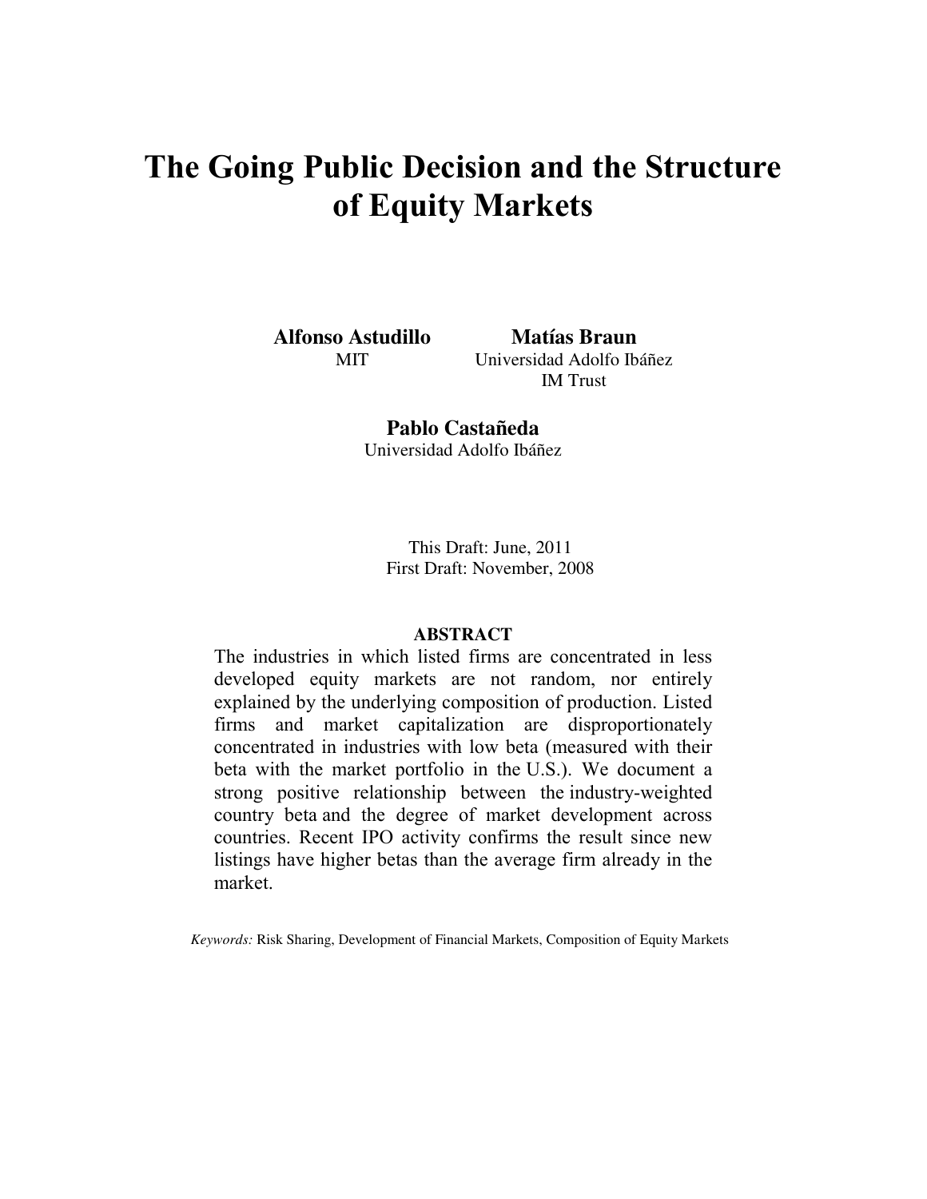# The Going Public Decision and the Structure of Equity Markets

**Alfonso Astudillo**
MIT

**Matías Braun**
Universidad Adolfo Ibáñez
IM Trust

**Pablo Castañeda**
Universidad Adolfo Ibáñez

This Draft: June, 2011
First Draft: November, 2008

## ABSTRACT

The industries in which listed firms are concentrated in less developed equity markets are not random, nor entirely explained by the underlying composition of production. Listed firms and market capitalization are disproportionately concentrated in industries with low beta (measured with their beta with the market portfolio in the U.S.). We document a strong positive relationship between the industry-weighted country beta and the degree of market development across countries. Recent IPO activity confirms the result since new listings have higher betas than the average firm already in the market.

*Keywords:* Risk Sharing, Development of Financial Markets, Composition of Equity Markets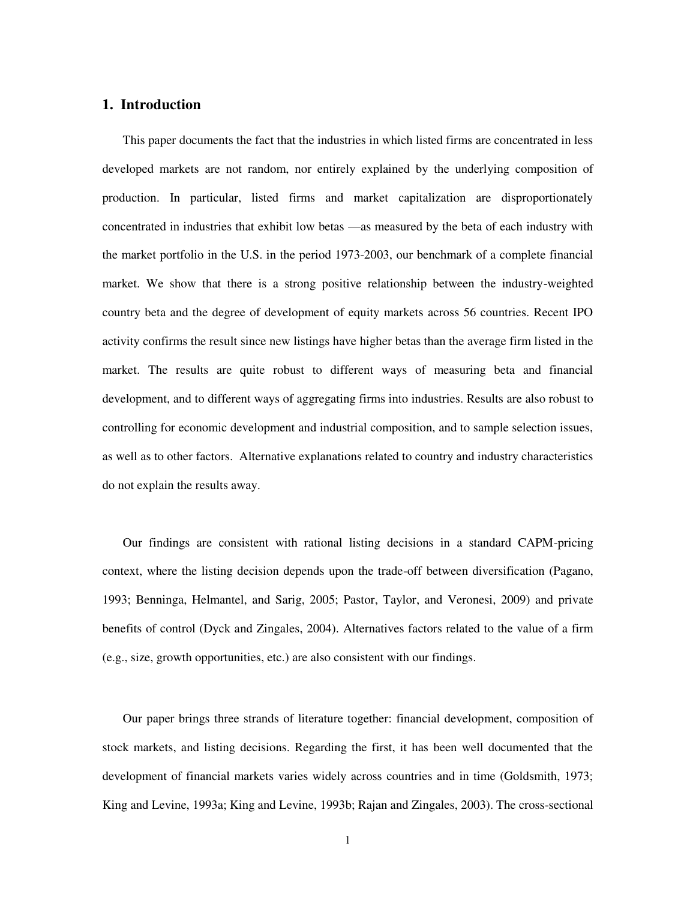## 1. Introduction

This paper documents the fact that the industries in which listed firms are concentrated in less developed markets are not random, nor entirely explained by the underlying composition of production. In particular, listed firms and market capitalization are disproportionately concentrated in industries that exhibit low betas —as measured by the beta of each industry with the market portfolio in the U.S. in the period 1973-2003, our benchmark of a complete financial market. We show that there is a strong positive relationship between the industry-weighted country beta and the degree of development of equity markets across 56 countries. Recent IPO activity confirms the result since new listings have higher betas than the average firm listed in the market. The results are quite robust to different ways of measuring beta and financial development, and to different ways of aggregating firms into industries. Results are also robust to controlling for economic development and industrial composition, and to sample selection issues, as well as to other factors. Alternative explanations related to country and industry characteristics do not explain the results away.

Our findings are consistent with rational listing decisions in a standard CAPM-pricing context, where the listing decision depends upon the trade-off between diversification (Pagano, 1993; Benninga, Helmantel, and Sarig, 2005; Pastor, Taylor, and Veronesi, 2009) and private benefits of control (Dyck and Zingales, 2004). Alternatives factors related to the value of a firm (e.g., size, growth opportunities, etc.) are also consistent with our findings.

Our paper brings three strands of literature together: financial development, composition of stock markets, and listing decisions. Regarding the first, it has been well documented that the development of financial markets varies widely across countries and in time (Goldsmith, 1973; King and Levine, 1993a; King and Levine, 1993b; Rajan and Zingales, 2003). The cross-sectional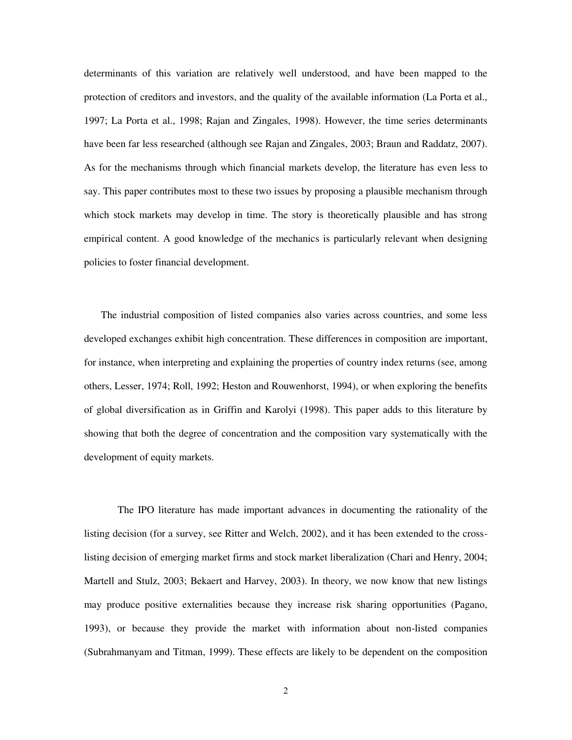determinants of this variation are relatively well understood, and have been mapped to the protection of creditors and investors, and the quality of the available information (La Porta et al., 1997; La Porta et al., 1998; Rajan and Zingales, 1998). However, the time series determinants have been far less researched (although see Rajan and Zingales, 2003; Braun and Raddatz, 2007). As for the mechanisms through which financial markets develop, the literature has even less to say. This paper contributes most to these two issues by proposing a plausible mechanism through which stock markets may develop in time. The story is theoretically plausible and has strong empirical content. A good knowledge of the mechanics is particularly relevant when designing policies to foster financial development.

The industrial composition of listed companies also varies across countries, and some less developed exchanges exhibit high concentration. These differences in composition are important, for instance, when interpreting and explaining the properties of country index returns (see, among others, Lesser, 1974; Roll, 1992; Heston and Rouwenhorst, 1994), or when exploring the benefits of global diversification as in Griffin and Karolyi (1998). This paper adds to this literature by showing that both the degree of concentration and the composition vary systematically with the development of equity markets.

The IPO literature has made important advances in documenting the rationality of the listing decision (for a survey, see Ritter and Welch, 2002), and it has been extended to the cross-listing decision of emerging market firms and stock market liberalization (Chari and Henry, 2004; Martell and Stulz, 2003; Bekaert and Harvey, 2003). In theory, we now know that new listings may produce positive externalities because they increase risk sharing opportunities (Pagano, 1993), or because they provide the market with information about non-listed companies (Subrahmanyam and Titman, 1999). These effects are likely to be dependent on the composition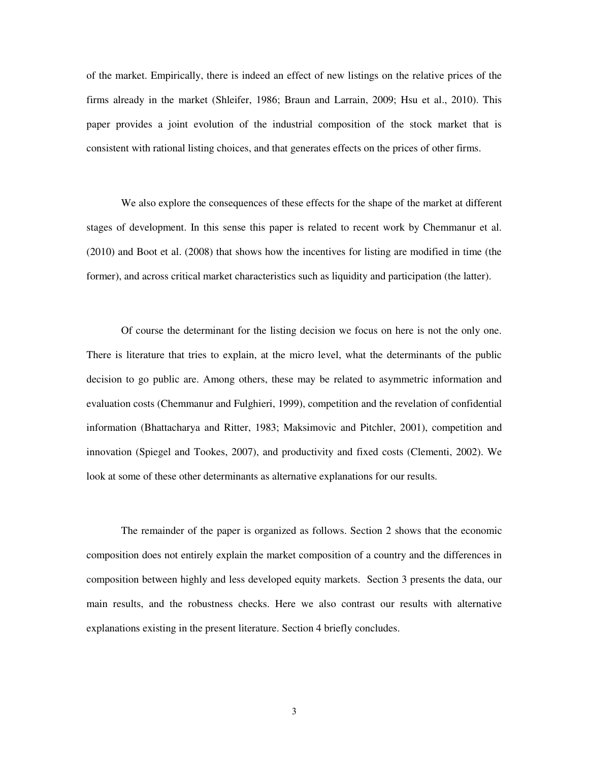of the market. Empirically, there is indeed an effect of new listings on the relative prices of the firms already in the market (Shleifer, 1986; Braun and Larrain, 2009; Hsu et al., 2010). This paper provides a joint evolution of the industrial composition of the stock market that is consistent with rational listing choices, and that generates effects on the prices of other firms.

We also explore the consequences of these effects for the shape of the market at different stages of development. In this sense this paper is related to recent work by Chemmanur et al. (2010) and Boot et al. (2008) that shows how the incentives for listing are modified in time (the former), and across critical market characteristics such as liquidity and participation (the latter).

Of course the determinant for the listing decision we focus on here is not the only one. There is literature that tries to explain, at the micro level, what the determinants of the public decision to go public are. Among others, these may be related to asymmetric information and evaluation costs (Chemmanur and Fulghieri, 1999), competition and the revelation of confidential information (Bhattacharya and Ritter, 1983; Maksimovic and Pitchler, 2001), competition and innovation (Spiegel and Tookes, 2007), and productivity and fixed costs (Clementi, 2002). We look at some of these other determinants as alternative explanations for our results.

The remainder of the paper is organized as follows. Section 2 shows that the economic composition does not entirely explain the market composition of a country and the differences in composition between highly and less developed equity markets. Section 3 presents the data, our main results, and the robustness checks. Here we also contrast our results with alternative explanations existing in the present literature. Section 4 briefly concludes.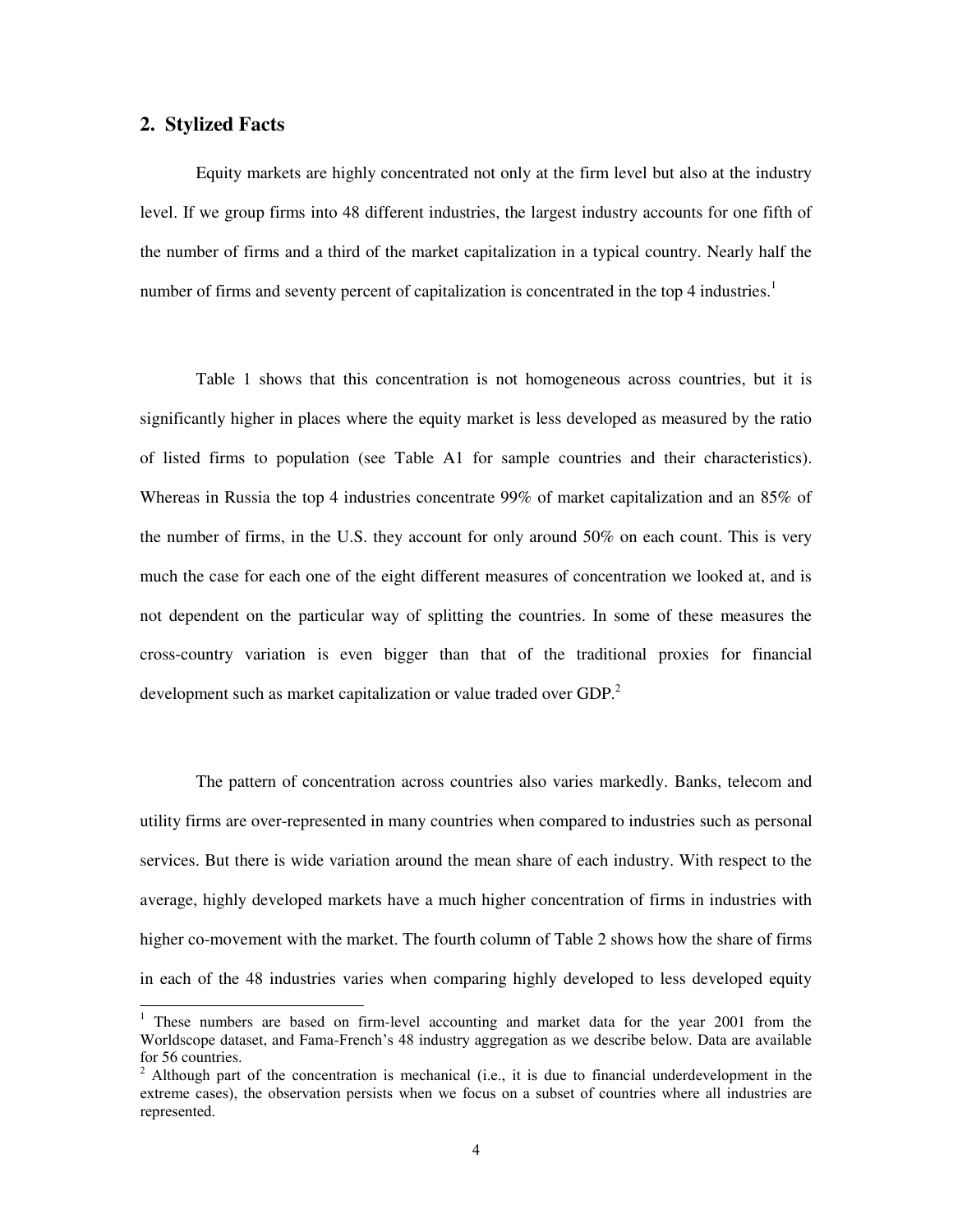## 2. Stylized Facts

Equity markets are highly concentrated not only at the firm level but also at the industry level. If we group firms into 48 different industries, the largest industry accounts for one fifth of the number of firms and a third of the market capitalization in a typical country. Nearly half the number of firms and seventy percent of capitalization is concentrated in the top 4 industries.[1]

Table 1 shows that this concentration is not homogeneous across countries, but it is significantly higher in places where the equity market is less developed as measured by the ratio of listed firms to population (see Table A1 for sample countries and their characteristics). Whereas in Russia the top 4 industries concentrate 99% of market capitalization and an 85% of the number of firms, in the U.S. they account for only around 50% on each count. This is very much the case for each one of the eight different measures of concentration we looked at, and is not dependent on the particular way of splitting the countries. In some of these measures the cross-country variation is even bigger than that of the traditional proxies for financial development such as market capitalization or value traded over GDP.[2]

The pattern of concentration across countries also varies markedly. Banks, telecom and utility firms are over-represented in many countries when compared to industries such as personal services. But there is wide variation around the mean share of each industry. With respect to the average, highly developed markets have a much higher concentration of firms in industries with higher co-movement with the market. The fourth column of Table 2 shows how the share of firms in each of the 48 industries varies when comparing highly developed to less developed equity

---

[1] These numbers are based on firm-level accounting and market data for the year 2001 from the Worldscope dataset, and Fama-French's 48 industry aggregation as we describe below. Data are available for 56 countries.

[2] Although part of the concentration is mechanical (i.e., it is due to financial underdevelopment in the extreme cases), the observation persists when we focus on a subset of countries where all industries are represented.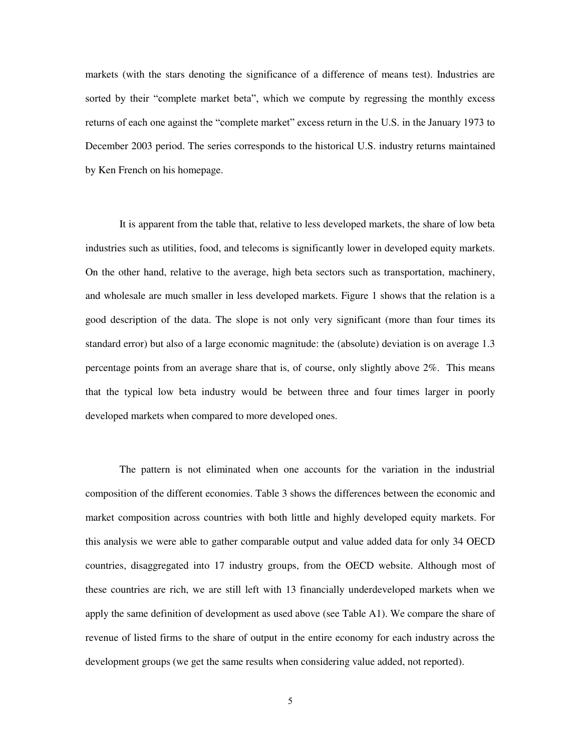markets (with the stars denoting the significance of a difference of means test). Industries are sorted by their "complete market beta", which we compute by regressing the monthly excess returns of each one against the "complete market" excess return in the U.S. in the January 1973 to December 2003 period. The series corresponds to the historical U.S. industry returns maintained by Ken French on his homepage.

It is apparent from the table that, relative to less developed markets, the share of low beta industries such as utilities, food, and telecoms is significantly lower in developed equity markets. On the other hand, relative to the average, high beta sectors such as transportation, machinery, and wholesale are much smaller in less developed markets. Figure 1 shows that the relation is a good description of the data. The slope is not only very significant (more than four times its standard error) but also of a large economic magnitude: the (absolute) deviation is on average 1.3 percentage points from an average share that is, of course, only slightly above 2%. This means that the typical low beta industry would be between three and four times larger in poorly developed markets when compared to more developed ones.

The pattern is not eliminated when one accounts for the variation in the industrial composition of the different economies. Table 3 shows the differences between the economic and market composition across countries with both little and highly developed equity markets. For this analysis we were able to gather comparable output and value added data for only 34 OECD countries, disaggregated into 17 industry groups, from the OECD website. Although most of these countries are rich, we are still left with 13 financially underdeveloped markets when we apply the same definition of development as used above (see Table A1). We compare the share of revenue of listed firms to the share of output in the entire economy for each industry across the development groups (we get the same results when considering value added, not reported).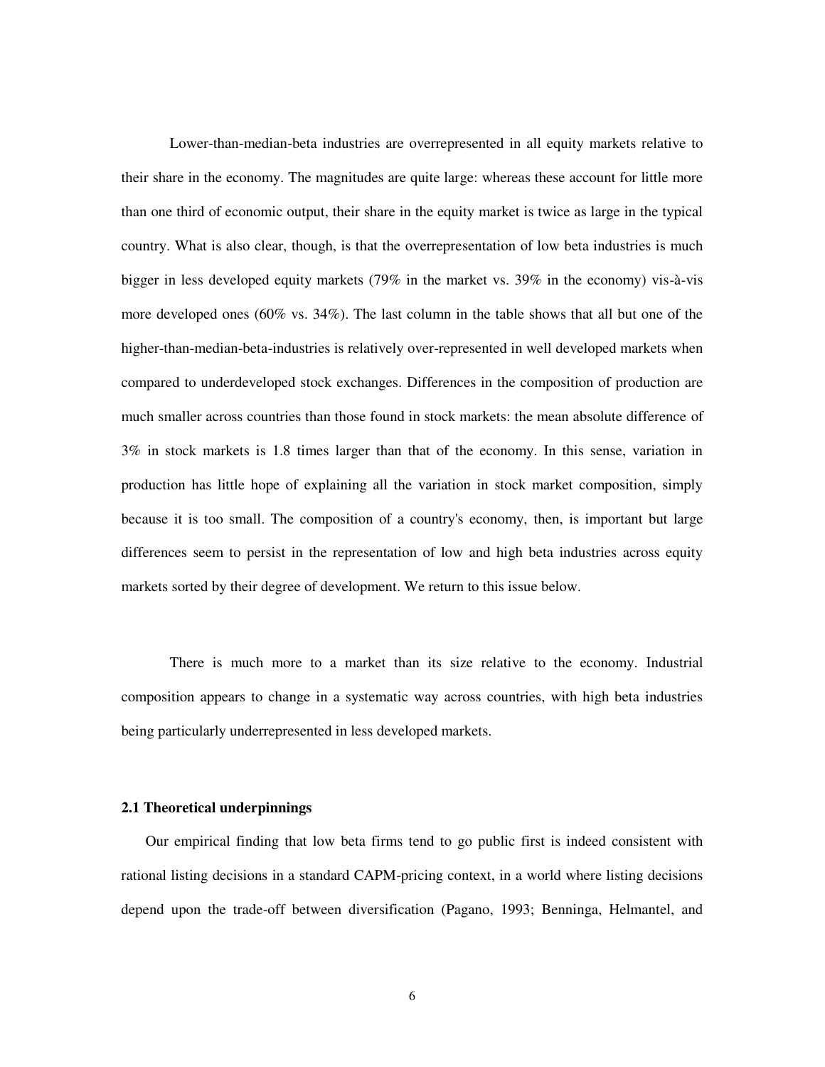Lower-than-median-beta industries are overrepresented in all equity markets relative to their share in the economy. The magnitudes are quite large: whereas these account for little more than one third of economic output, their share in the equity market is twice as large in the typical country. What is also clear, though, is that the overrepresentation of low beta industries is much bigger in less developed equity markets (79% in the market vs. 39% in the economy) vis-à-vis more developed ones (60% vs. 34%). The last column in the table shows that all but one of the higher-than-median-beta-industries is relatively over-represented in well developed markets when compared to underdeveloped stock exchanges. Differences in the composition of production are much smaller across countries than those found in stock markets: the mean absolute difference of 3% in stock markets is 1.8 times larger than that of the economy. In this sense, variation in production has little hope of explaining all the variation in stock market composition, simply because it is too small. The composition of a country's economy, then, is important but large differences seem to persist in the representation of low and high beta industries across equity markets sorted by their degree of development. We return to this issue below.

There is much more to a market than its size relative to the economy. Industrial composition appears to change in a systematic way across countries, with high beta industries being particularly underrepresented in less developed markets.

### 2.1 Theoretical underpinnings

Our empirical finding that low beta firms tend to go public first is indeed consistent with rational listing decisions in a standard CAPM-pricing context, in a world where listing decisions depend upon the trade-off between diversification (Pagano, 1993; Benninga, Helmantel, and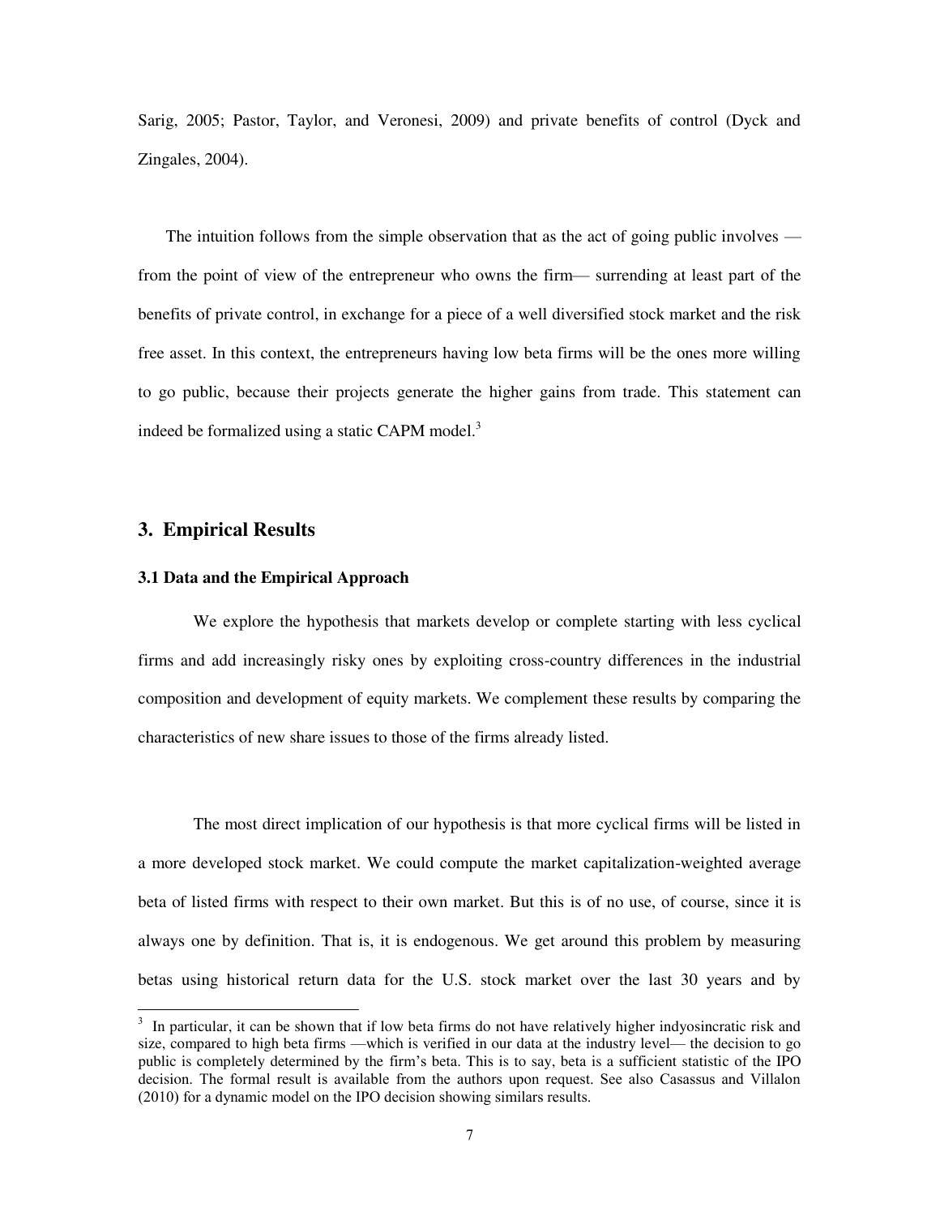Sarig, 2005; Pastor, Taylor, and Veronesi, 2009) and private benefits of control (Dyck and Zingales, 2004).

The intuition follows from the simple observation that as the act of going public involves — from the point of view of the entrepreneur who owns the firm— surrending at least part of the benefits of private control, in exchange for a piece of a well diversified stock market and the risk free asset. In this context, the entrepreneurs having low beta firms will be the ones more willing to go public, because their projects generate the higher gains from trade. This statement can indeed be formalized using a static CAPM model.[3]

## 3. Empirical Results

### 3.1 Data and the Empirical Approach

We explore the hypothesis that markets develop or complete starting with less cyclical firms and add increasingly risky ones by exploiting cross-country differences in the industrial composition and development of equity markets. We complement these results by comparing the characteristics of new share issues to those of the firms already listed.

The most direct implication of our hypothesis is that more cyclical firms will be listed in a more developed stock market. We could compute the market capitalization-weighted average beta of listed firms with respect to their own market. But this is of no use, of course, since it is always one by definition. That is, it is endogenous. We get around this problem by measuring betas using historical return data for the U.S. stock market over the last 30 years and by

---

[3] In particular, it can be shown that if low beta firms do not have relatively higher indyosincratic risk and size, compared to high beta firms —which is verified in our data at the industry level— the decision to go public is completely determined by the firm's beta. This is to say, beta is a sufficient statistic of the IPO decision. The formal result is available from the authors upon request. See also Casassus and Villalon (2010) for a dynamic model on the IPO decision showing similars results.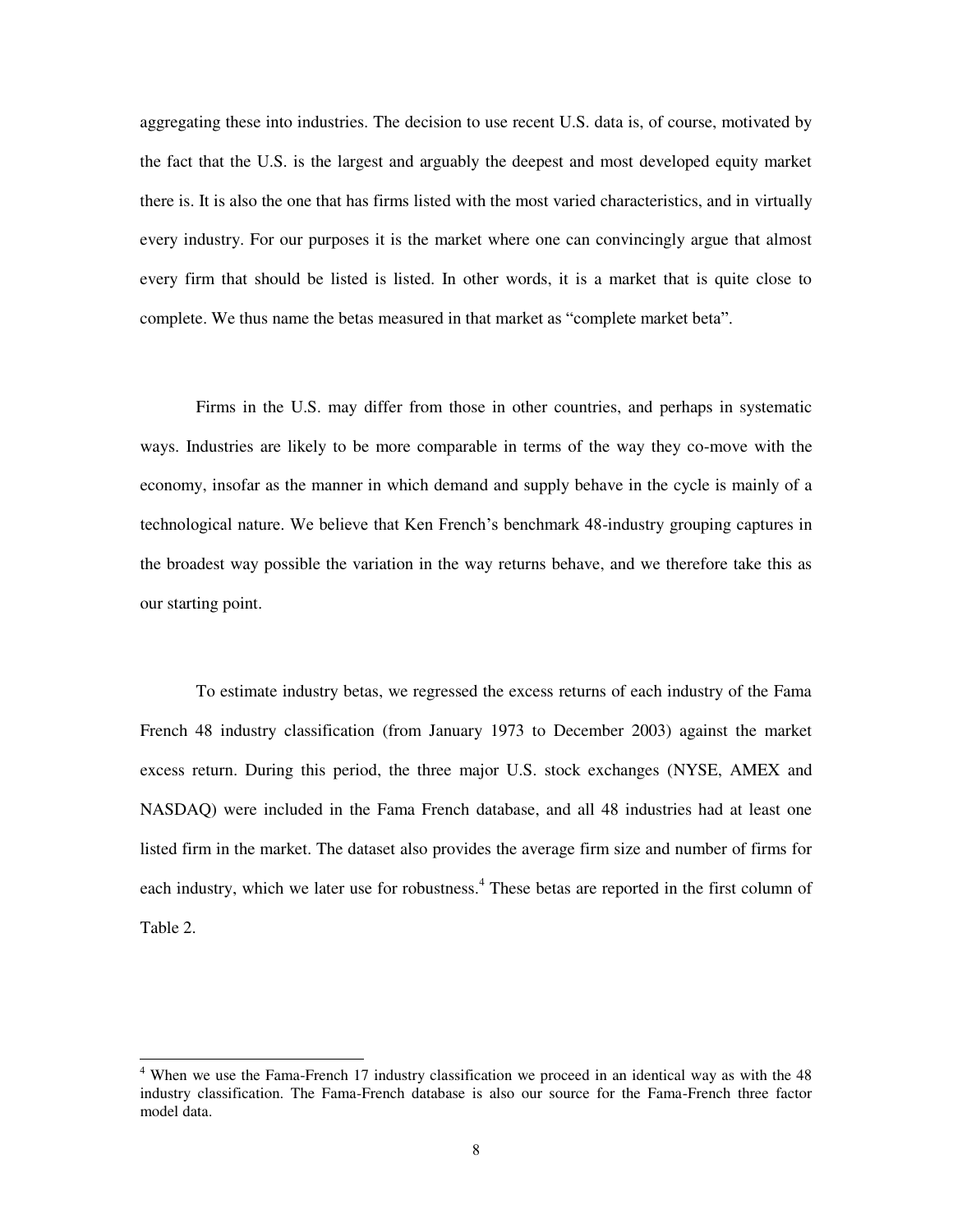aggregating these into industries. The decision to use recent U.S. data is, of course, motivated by the fact that the U.S. is the largest and arguably the deepest and most developed equity market there is. It is also the one that has firms listed with the most varied characteristics, and in virtually every industry. For our purposes it is the market where one can convincingly argue that almost every firm that should be listed is listed. In other words, it is a market that is quite close to complete. We thus name the betas measured in that market as "complete market beta".

Firms in the U.S. may differ from those in other countries, and perhaps in systematic ways. Industries are likely to be more comparable in terms of the way they co-move with the economy, insofar as the manner in which demand and supply behave in the cycle is mainly of a technological nature. We believe that Ken French's benchmark 48-industry grouping captures in the broadest way possible the variation in the way returns behave, and we therefore take this as our starting point.

To estimate industry betas, we regressed the excess returns of each industry of the Fama French 48 industry classification (from January 1973 to December 2003) against the market excess return. During this period, the three major U.S. stock exchanges (NYSE, AMEX and NASDAQ) were included in the Fama French database, and all 48 industries had at least one listed firm in the market. The dataset also provides the average firm size and number of firms for each industry, which we later use for robustness.[4] These betas are reported in the first column of Table 2.

---

[4] When we use the Fama-French 17 industry classification we proceed in an identical way as with the 48 industry classification. The Fama-French database is also our source for the Fama-French three factor model data.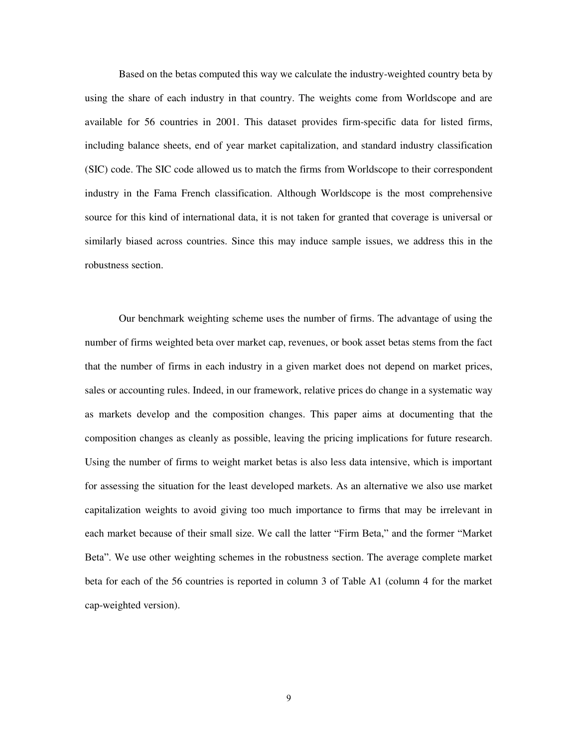Based on the betas computed this way we calculate the industry-weighted country beta by using the share of each industry in that country. The weights come from Worldscope and are available for 56 countries in 2001. This dataset provides firm-specific data for listed firms, including balance sheets, end of year market capitalization, and standard industry classification (SIC) code. The SIC code allowed us to match the firms from Worldscope to their correspondent industry in the Fama French classification. Although Worldscope is the most comprehensive source for this kind of international data, it is not taken for granted that coverage is universal or similarly biased across countries. Since this may induce sample issues, we address this in the robustness section.

Our benchmark weighting scheme uses the number of firms. The advantage of using the number of firms weighted beta over market cap, revenues, or book asset betas stems from the fact that the number of firms in each industry in a given market does not depend on market prices, sales or accounting rules. Indeed, in our framework, relative prices do change in a systematic way as markets develop and the composition changes. This paper aims at documenting that the composition changes as cleanly as possible, leaving the pricing implications for future research. Using the number of firms to weight market betas is also less data intensive, which is important for assessing the situation for the least developed markets. As an alternative we also use market capitalization weights to avoid giving too much importance to firms that may be irrelevant in each market because of their small size. We call the latter "Firm Beta," and the former "Market Beta". We use other weighting schemes in the robustness section. The average complete market beta for each of the 56 countries is reported in column 3 of Table A1 (column 4 for the market cap-weighted version).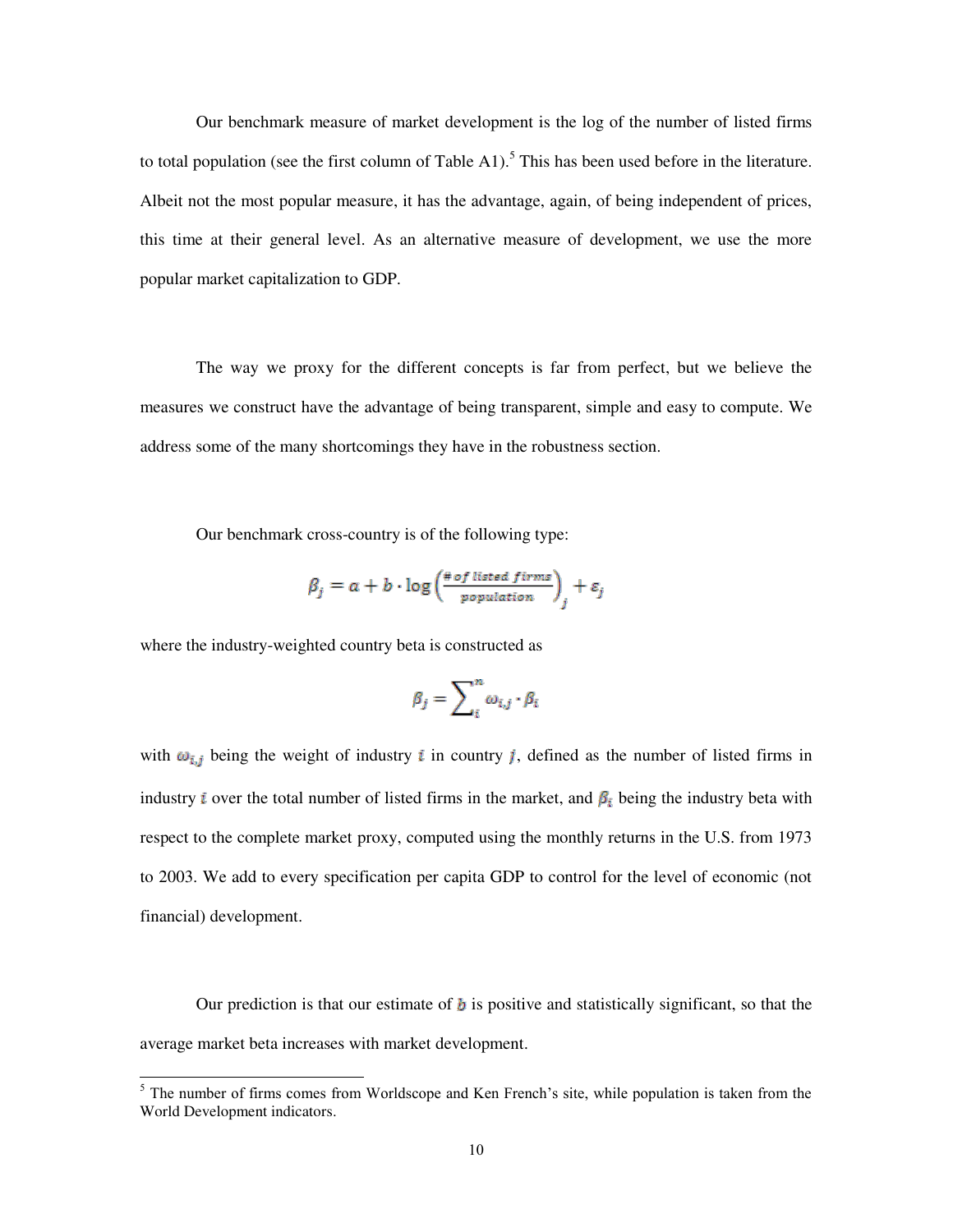Our benchmark measure of market development is the log of the number of listed firms to total population (see the first column of Table A1).[5] This has been used before in the literature. Albeit not the most popular measure, it has the advantage, again, of being independent of prices, this time at their general level. As an alternative measure of development, we use the more popular market capitalization to GDP.

The way we proxy for the different concepts is far from perfect, but we believe the measures we construct have the advantage of being transparent, simple and easy to compute. We address some of the many shortcomings they have in the robustness section.

Our benchmark cross-country is of the following type:

$$\beta_j = a + b \cdot \log\left(\frac{\#\,of\ listed\ firms}{population}\right)_j + \varepsilon_j$$

where the industry-weighted country beta is constructed as

$$\beta_j = \sum_i^n \omega_{i,j} \cdot \beta_i$$

with $\omega_{i,j}$ being the weight of industry $i$ in country $j$, defined as the number of listed firms in industry $i$ over the total number of listed firms in the market, and $\beta_i$ being the industry beta with respect to the complete market proxy, computed using the monthly returns in the U.S. from 1973 to 2003. We add to every specification per capita GDP to control for the level of economic (not financial) development.

Our prediction is that our estimate of $b$ is positive and statistically significant, so that the average market beta increases with market development.

[5] The number of firms comes from Worldscope and Ken French's site, while population is taken from the World Development indicators.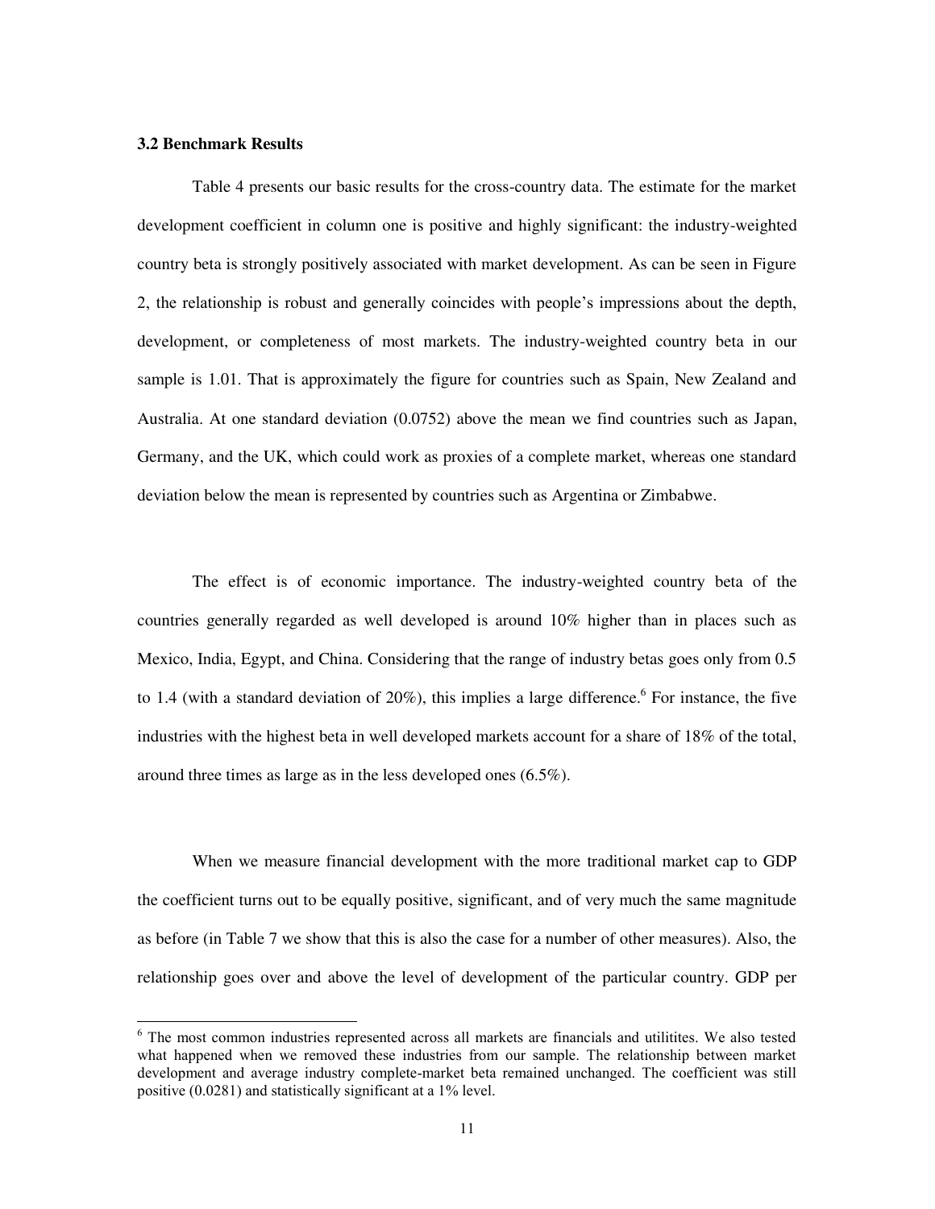### 3.2 Benchmark Results

Table 4 presents our basic results for the cross-country data. The estimate for the market development coefficient in column one is positive and highly significant: the industry-weighted country beta is strongly positively associated with market development. As can be seen in Figure 2, the relationship is robust and generally coincides with people's impressions about the depth, development, or completeness of most markets. The industry-weighted country beta in our sample is 1.01. That is approximately the figure for countries such as Spain, New Zealand and Australia. At one standard deviation (0.0752) above the mean we find countries such as Japan, Germany, and the UK, which could work as proxies of a complete market, whereas one standard deviation below the mean is represented by countries such as Argentina or Zimbabwe.

The effect is of economic importance. The industry-weighted country beta of the countries generally regarded as well developed is around 10% higher than in places such as Mexico, India, Egypt, and China. Considering that the range of industry betas goes only from 0.5 to 1.4 (with a standard deviation of 20%), this implies a large difference.[6] For instance, the five industries with the highest beta in well developed markets account for a share of 18% of the total, around three times as large as in the less developed ones (6.5%).

When we measure financial development with the more traditional market cap to GDP the coefficient turns out to be equally positive, significant, and of very much the same magnitude as before (in Table 7 we show that this is also the case for a number of other measures). Also, the relationship goes over and above the level of development of the particular country. GDP per

---

[6] The most common industries represented across all markets are financials and utilitites. We also tested what happened when we removed these industries from our sample. The relationship between market development and average industry complete-market beta remained unchanged. The coefficient was still positive (0.0281) and statistically significant at a 1% level.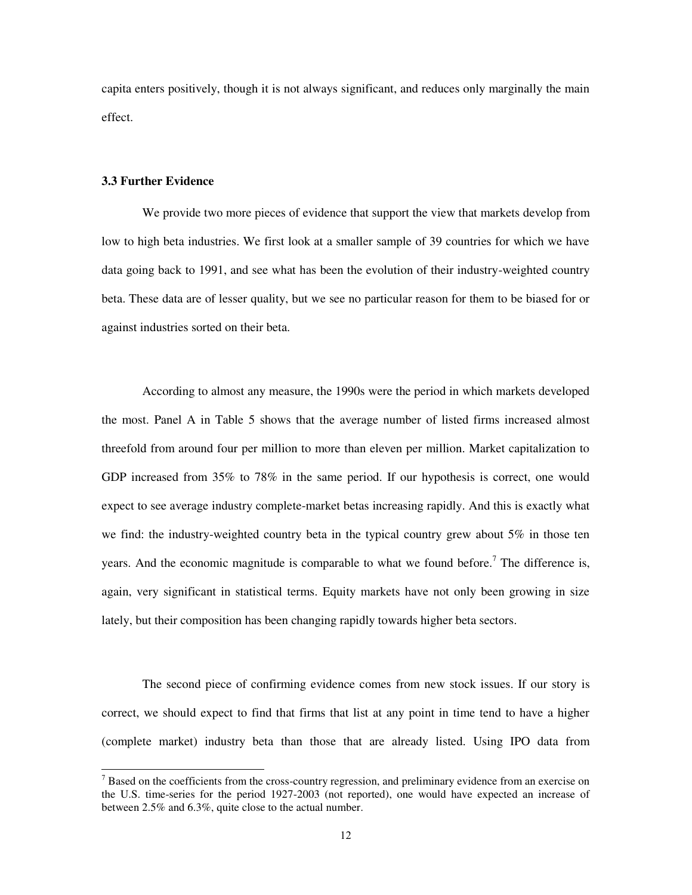capita enters positively, though it is not always significant, and reduces only marginally the main effect.

### 3.3 Further Evidence

We provide two more pieces of evidence that support the view that markets develop from low to high beta industries. We first look at a smaller sample of 39 countries for which we have data going back to 1991, and see what has been the evolution of their industry-weighted country beta. These data are of lesser quality, but we see no particular reason for them to be biased for or against industries sorted on their beta.

According to almost any measure, the 1990s were the period in which markets developed the most. Panel A in Table 5 shows that the average number of listed firms increased almost threefold from around four per million to more than eleven per million. Market capitalization to GDP increased from 35% to 78% in the same period. If our hypothesis is correct, one would expect to see average industry complete-market betas increasing rapidly. And this is exactly what we find: the industry-weighted country beta in the typical country grew about 5% in those ten years. And the economic magnitude is comparable to what we found before.[7] The difference is, again, very significant in statistical terms. Equity markets have not only been growing in size lately, but their composition has been changing rapidly towards higher beta sectors.

The second piece of confirming evidence comes from new stock issues. If our story is correct, we should expect to find that firms that list at any point in time tend to have a higher (complete market) industry beta than those that are already listed. Using IPO data from

[7] Based on the coefficients from the cross-country regression, and preliminary evidence from an exercise on the U.S. time-series for the period 1927-2003 (not reported), one would have expected an increase of between 2.5% and 6.3%, quite close to the actual number.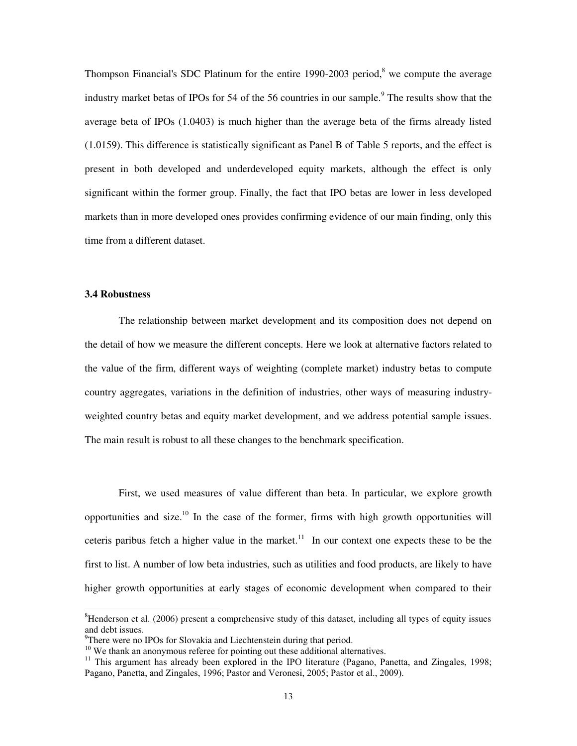Thompson Financial's SDC Platinum for the entire 1990-2003 period,[8] we compute the average industry market betas of IPOs for 54 of the 56 countries in our sample.[9] The results show that the average beta of IPOs (1.0403) is much higher than the average beta of the firms already listed (1.0159). This difference is statistically significant as Panel B of Table 5 reports, and the effect is present in both developed and underdeveloped equity markets, although the effect is only significant within the former group. Finally, the fact that IPO betas are lower in less developed markets than in more developed ones provides confirming evidence of our main finding, only this time from a different dataset.

### 3.4 Robustness

The relationship between market development and its composition does not depend on the detail of how we measure the different concepts. Here we look at alternative factors related to the value of the firm, different ways of weighting (complete market) industry betas to compute country aggregates, variations in the definition of industries, other ways of measuring industry-weighted country betas and equity market development, and we address potential sample issues. The main result is robust to all these changes to the benchmark specification.

First, we used measures of value different than beta. In particular, we explore growth opportunities and size.[10] In the case of the former, firms with high growth opportunities will ceteris paribus fetch a higher value in the market.[11] In our context one expects these to be the first to list. A number of low beta industries, such as utilities and food products, are likely to have higher growth opportunities at early stages of economic development when compared to their

---

[8] Henderson et al. (2006) present a comprehensive study of this dataset, including all types of equity issues and debt issues.

[9] There were no IPOs for Slovakia and Liechtenstein during that period.

[10] We thank an anonymous referee for pointing out these additional alternatives.

[11] This argument has already been explored in the IPO literature (Pagano, Panetta, and Zingales, 1998; Pagano, Panetta, and Zingales, 1996; Pastor and Veronesi, 2005; Pastor et al., 2009).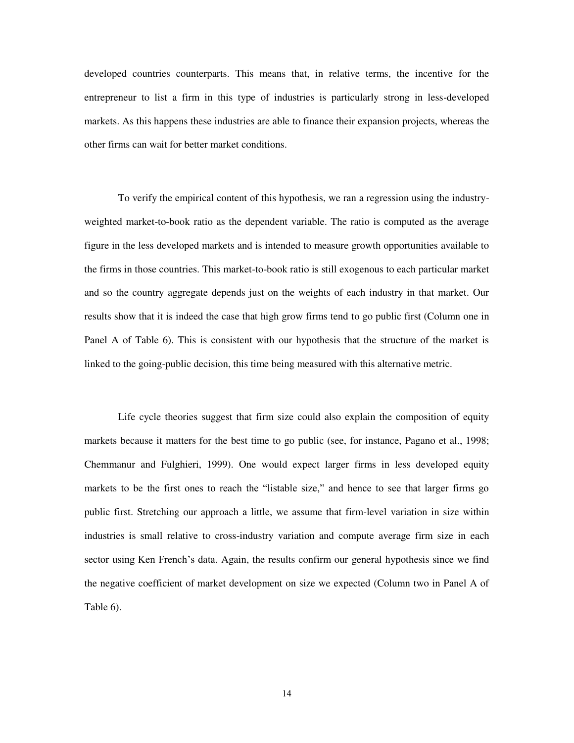developed countries counterparts. This means that, in relative terms, the incentive for the entrepreneur to list a firm in this type of industries is particularly strong in less-developed markets. As this happens these industries are able to finance their expansion projects, whereas the other firms can wait for better market conditions.

To verify the empirical content of this hypothesis, we ran a regression using the industry-weighted market-to-book ratio as the dependent variable. The ratio is computed as the average figure in the less developed markets and is intended to measure growth opportunities available to the firms in those countries. This market-to-book ratio is still exogenous to each particular market and so the country aggregate depends just on the weights of each industry in that market. Our results show that it is indeed the case that high grow firms tend to go public first (Column one in Panel A of Table 6). This is consistent with our hypothesis that the structure of the market is linked to the going-public decision, this time being measured with this alternative metric.

Life cycle theories suggest that firm size could also explain the composition of equity markets because it matters for the best time to go public (see, for instance, Pagano et al., 1998; Chemmanur and Fulghieri, 1999). One would expect larger firms in less developed equity markets to be the first ones to reach the "listable size," and hence to see that larger firms go public first. Stretching our approach a little, we assume that firm-level variation in size within industries is small relative to cross-industry variation and compute average firm size in each sector using Ken French's data. Again, the results confirm our general hypothesis since we find the negative coefficient of market development on size we expected (Column two in Panel A of Table 6).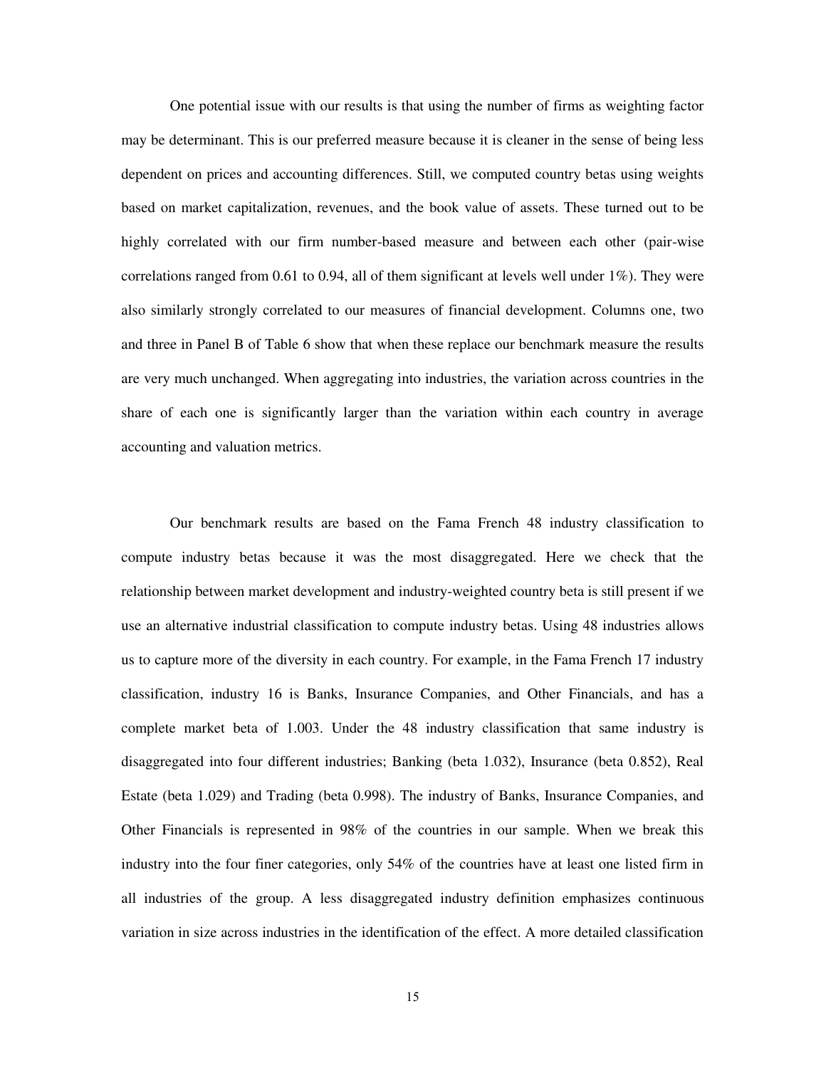One potential issue with our results is that using the number of firms as weighting factor may be determinant. This is our preferred measure because it is cleaner in the sense of being less dependent on prices and accounting differences. Still, we computed country betas using weights based on market capitalization, revenues, and the book value of assets. These turned out to be highly correlated with our firm number-based measure and between each other (pair-wise correlations ranged from 0.61 to 0.94, all of them significant at levels well under 1%). They were also similarly strongly correlated to our measures of financial development. Columns one, two and three in Panel B of Table 6 show that when these replace our benchmark measure the results are very much unchanged. When aggregating into industries, the variation across countries in the share of each one is significantly larger than the variation within each country in average accounting and valuation metrics.

Our benchmark results are based on the Fama French 48 industry classification to compute industry betas because it was the most disaggregated. Here we check that the relationship between market development and industry-weighted country beta is still present if we use an alternative industrial classification to compute industry betas. Using 48 industries allows us to capture more of the diversity in each country. For example, in the Fama French 17 industry classification, industry 16 is Banks, Insurance Companies, and Other Financials, and has a complete market beta of 1.003. Under the 48 industry classification that same industry is disaggregated into four different industries; Banking (beta 1.032), Insurance (beta 0.852), Real Estate (beta 1.029) and Trading (beta 0.998). The industry of Banks, Insurance Companies, and Other Financials is represented in 98% of the countries in our sample. When we break this industry into the four finer categories, only 54% of the countries have at least one listed firm in all industries of the group. A less disaggregated industry definition emphasizes continuous variation in size across industries in the identification of the effect. A more detailed classification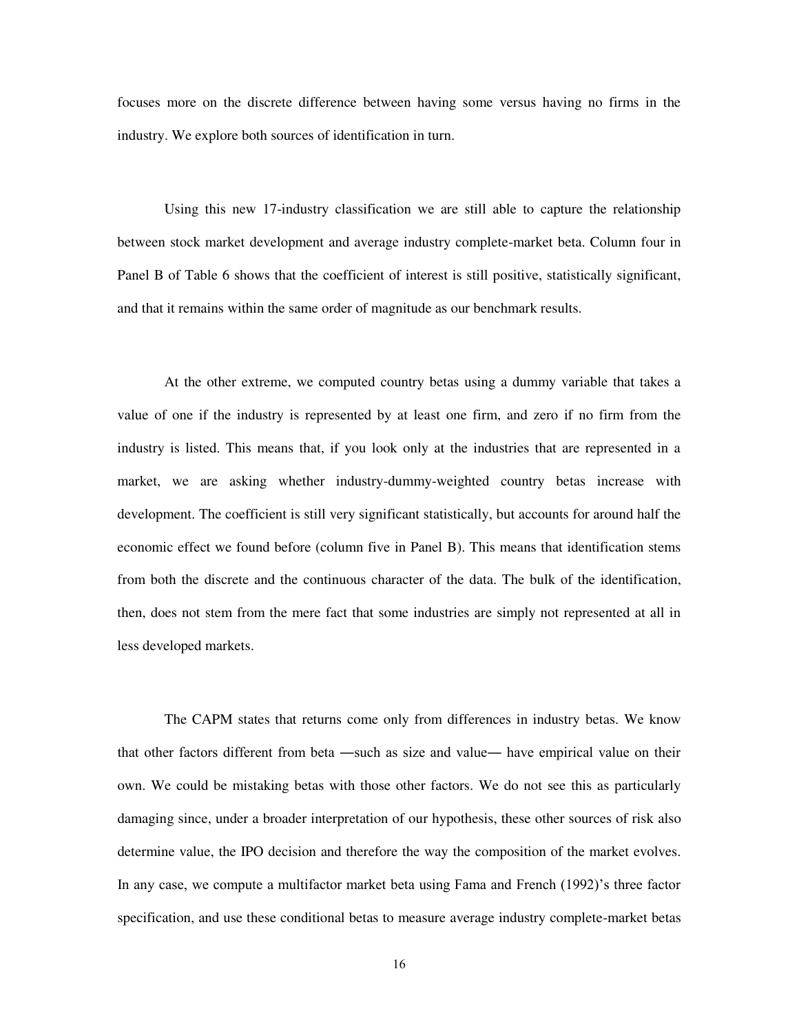focuses more on the discrete difference between having some versus having no firms in the industry. We explore both sources of identification in turn.

Using this new 17-industry classification we are still able to capture the relationship between stock market development and average industry complete-market beta. Column four in Panel B of Table 6 shows that the coefficient of interest is still positive, statistically significant, and that it remains within the same order of magnitude as our benchmark results.

At the other extreme, we computed country betas using a dummy variable that takes a value of one if the industry is represented by at least one firm, and zero if no firm from the industry is listed. This means that, if you look only at the industries that are represented in a market, we are asking whether industry-dummy-weighted country betas increase with development. The coefficient is still very significant statistically, but accounts for around half the economic effect we found before (column five in Panel B). This means that identification stems from both the discrete and the continuous character of the data. The bulk of the identification, then, does not stem from the mere fact that some industries are simply not represented at all in less developed markets.

The CAPM states that returns come only from differences in industry betas. We know that other factors different from beta ―such as size and value― have empirical value on their own. We could be mistaking betas with those other factors. We do not see this as particularly damaging since, under a broader interpretation of our hypothesis, these other sources of risk also determine value, the IPO decision and therefore the way the composition of the market evolves. In any case, we compute a multifactor market beta using Fama and French (1992)'s three factor specification, and use these conditional betas to measure average industry complete-market betas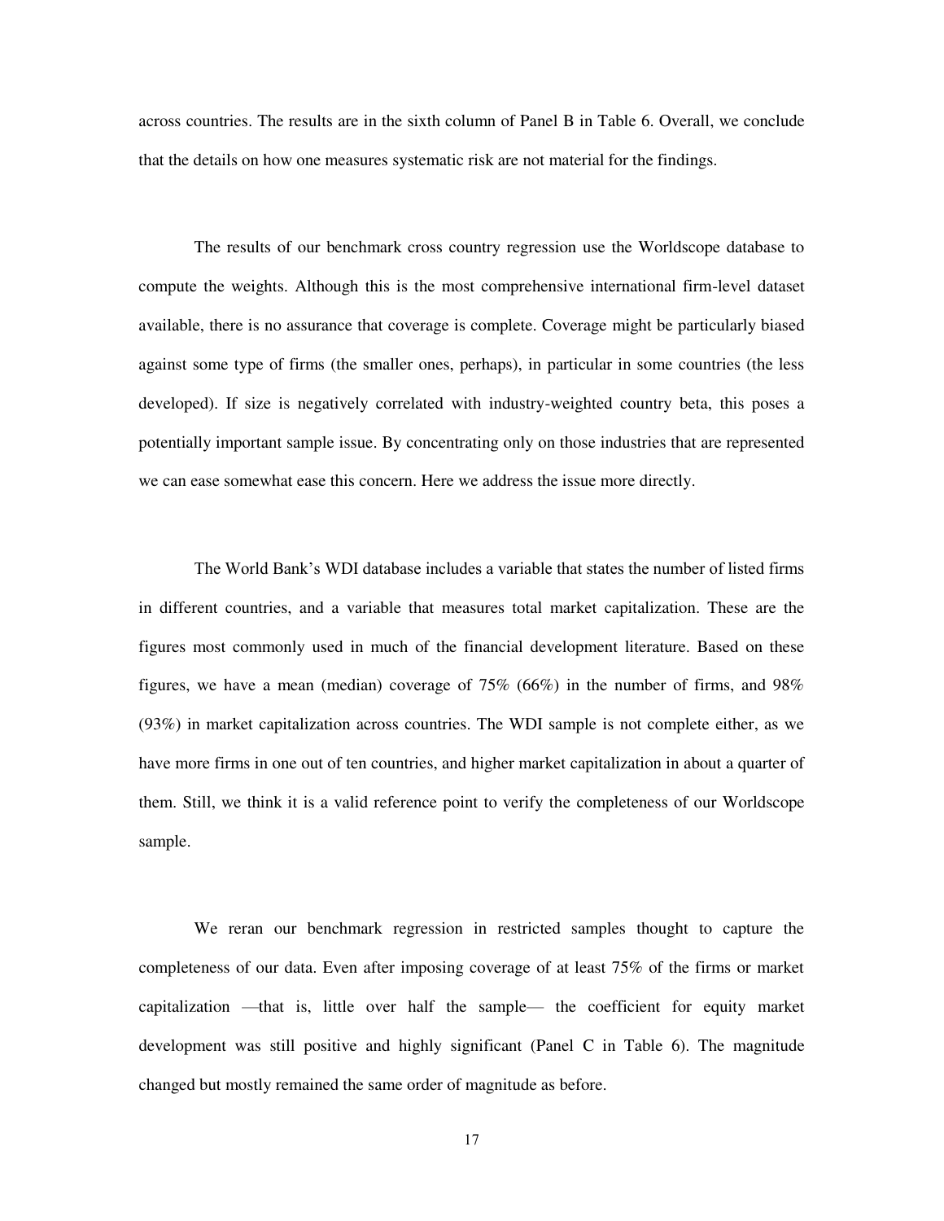across countries. The results are in the sixth column of Panel B in Table 6. Overall, we conclude that the details on how one measures systematic risk are not material for the findings.

The results of our benchmark cross country regression use the Worldscope database to compute the weights. Although this is the most comprehensive international firm-level dataset available, there is no assurance that coverage is complete. Coverage might be particularly biased against some type of firms (the smaller ones, perhaps), in particular in some countries (the less developed). If size is negatively correlated with industry-weighted country beta, this poses a potentially important sample issue. By concentrating only on those industries that are represented we can ease somewhat ease this concern. Here we address the issue more directly.

The World Bank's WDI database includes a variable that states the number of listed firms in different countries, and a variable that measures total market capitalization. These are the figures most commonly used in much of the financial development literature. Based on these figures, we have a mean (median) coverage of 75% (66%) in the number of firms, and 98% (93%) in market capitalization across countries. The WDI sample is not complete either, as we have more firms in one out of ten countries, and higher market capitalization in about a quarter of them. Still, we think it is a valid reference point to verify the completeness of our Worldscope sample.

We reran our benchmark regression in restricted samples thought to capture the completeness of our data. Even after imposing coverage of at least 75% of the firms or market capitalization —that is, little over half the sample— the coefficient for equity market development was still positive and highly significant (Panel C in Table 6). The magnitude changed but mostly remained the same order of magnitude as before.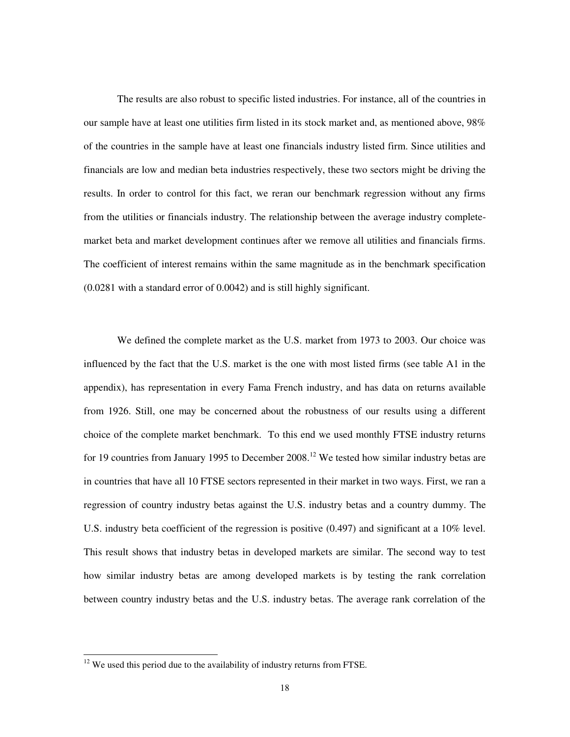The results are also robust to specific listed industries. For instance, all of the countries in our sample have at least one utilities firm listed in its stock market and, as mentioned above, 98% of the countries in the sample have at least one financials industry listed firm. Since utilities and financials are low and median beta industries respectively, these two sectors might be driving the results. In order to control for this fact, we reran our benchmark regression without any firms from the utilities or financials industry. The relationship between the average industry complete-market beta and market development continues after we remove all utilities and financials firms. The coefficient of interest remains within the same magnitude as in the benchmark specification (0.0281 with a standard error of 0.0042) and is still highly significant.

We defined the complete market as the U.S. market from 1973 to 2003. Our choice was influenced by the fact that the U.S. market is the one with most listed firms (see table A1 in the appendix), has representation in every Fama French industry, and has data on returns available from 1926. Still, one may be concerned about the robustness of our results using a different choice of the complete market benchmark. To this end we used monthly FTSE industry returns for 19 countries from January 1995 to December 2008.[12] We tested how similar industry betas are in countries that have all 10 FTSE sectors represented in their market in two ways. First, we ran a regression of country industry betas against the U.S. industry betas and a country dummy. The U.S. industry beta coefficient of the regression is positive (0.497) and significant at a 10% level. This result shows that industry betas in developed markets are similar. The second way to test how similar industry betas are among developed markets is by testing the rank correlation between country industry betas and the U.S. industry betas. The average rank correlation of the

[12] We used this period due to the availability of industry returns from FTSE.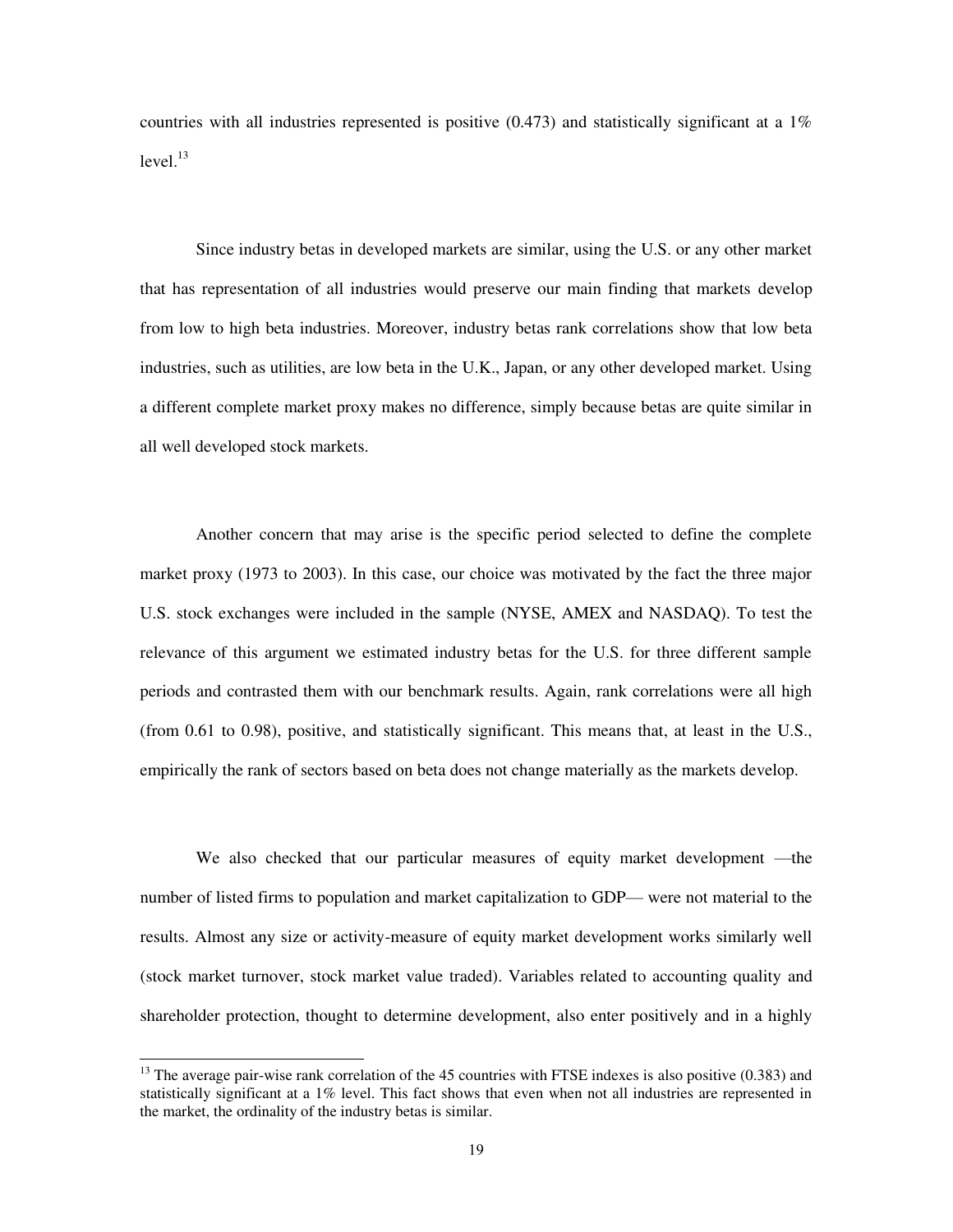countries with all industries represented is positive (0.473) and statistically significant at a 1% level.[13]

Since industry betas in developed markets are similar, using the U.S. or any other market that has representation of all industries would preserve our main finding that markets develop from low to high beta industries. Moreover, industry betas rank correlations show that low beta industries, such as utilities, are low beta in the U.K., Japan, or any other developed market. Using a different complete market proxy makes no difference, simply because betas are quite similar in all well developed stock markets.

Another concern that may arise is the specific period selected to define the complete market proxy (1973 to 2003). In this case, our choice was motivated by the fact the three major U.S. stock exchanges were included in the sample (NYSE, AMEX and NASDAQ). To test the relevance of this argument we estimated industry betas for the U.S. for three different sample periods and contrasted them with our benchmark results. Again, rank correlations were all high (from 0.61 to 0.98), positive, and statistically significant. This means that, at least in the U.S., empirically the rank of sectors based on beta does not change materially as the markets develop.

We also checked that our particular measures of equity market development —the number of listed firms to population and market capitalization to GDP— were not material to the results. Almost any size or activity-measure of equity market development works similarly well (stock market turnover, stock market value traded). Variables related to accounting quality and shareholder protection, thought to determine development, also enter positively and in a highly

---

[13] The average pair-wise rank correlation of the 45 countries with FTSE indexes is also positive (0.383) and statistically significant at a 1% level. This fact shows that even when not all industries are represented in the market, the ordinality of the industry betas is similar.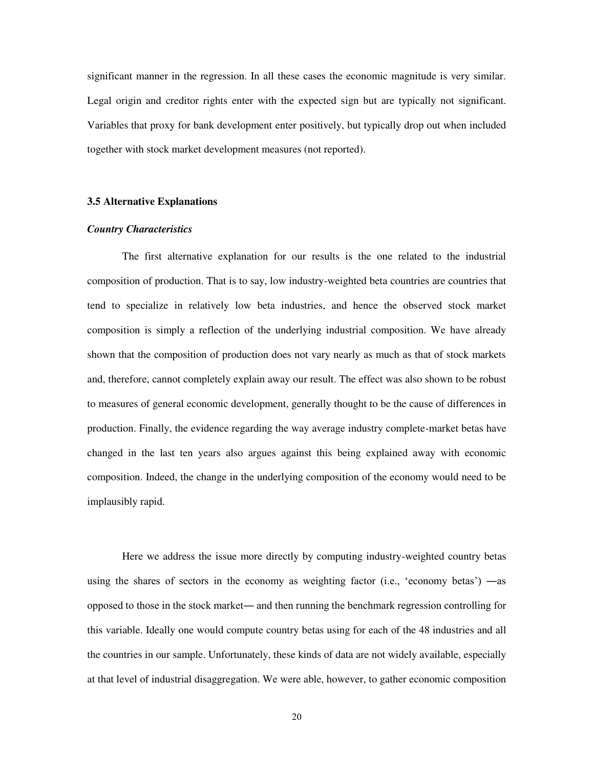significant manner in the regression. In all these cases the economic magnitude is very similar. Legal origin and creditor rights enter with the expected sign but are typically not significant. Variables that proxy for bank development enter positively, but typically drop out when included together with stock market development measures (not reported).

### 3.5 Alternative Explanations

#### *Country Characteristics*

The first alternative explanation for our results is the one related to the industrial composition of production. That is to say, low industry-weighted beta countries are countries that tend to specialize in relatively low beta industries, and hence the observed stock market composition is simply a reflection of the underlying industrial composition. We have already shown that the composition of production does not vary nearly as much as that of stock markets and, therefore, cannot completely explain away our result. The effect was also shown to be robust to measures of general economic development, generally thought to be the cause of differences in production. Finally, the evidence regarding the way average industry complete-market betas have changed in the last ten years also argues against this being explained away with economic composition. Indeed, the change in the underlying composition of the economy would need to be implausibly rapid.

Here we address the issue more directly by computing industry-weighted country betas using the shares of sectors in the economy as weighting factor (i.e., 'economy betas') —as opposed to those in the stock market— and then running the benchmark regression controlling for this variable. Ideally one would compute country betas using for each of the 48 industries and all the countries in our sample. Unfortunately, these kinds of data are not widely available, especially at that level of industrial disaggregation. We were able, however, to gather economic composition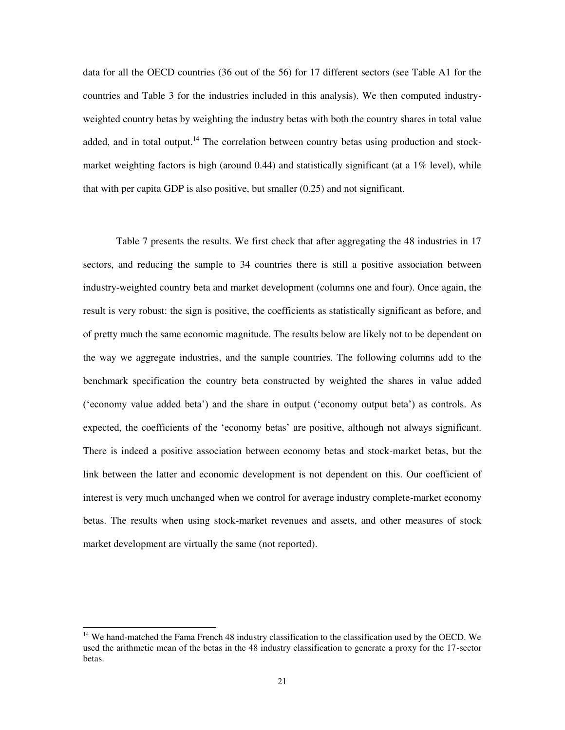data for all the OECD countries (36 out of the 56) for 17 different sectors (see Table A1 for the countries and Table 3 for the industries included in this analysis). We then computed industry-weighted country betas by weighting the industry betas with both the country shares in total value added, and in total output.[14] The correlation between country betas using production and stock-market weighting factors is high (around 0.44) and statistically significant (at a 1% level), while that with per capita GDP is also positive, but smaller (0.25) and not significant.

Table 7 presents the results. We first check that after aggregating the 48 industries in 17 sectors, and reducing the sample to 34 countries there is still a positive association between industry-weighted country beta and market development (columns one and four). Once again, the result is very robust: the sign is positive, the coefficients as statistically significant as before, and of pretty much the same economic magnitude. The results below are likely not to be dependent on the way we aggregate industries, and the sample countries. The following columns add to the benchmark specification the country beta constructed by weighted the shares in value added ('economy value added beta') and the share in output ('economy output beta') as controls. As expected, the coefficients of the 'economy betas' are positive, although not always significant. There is indeed a positive association between economy betas and stock-market betas, but the link between the latter and economic development is not dependent on this. Our coefficient of interest is very much unchanged when we control for average industry complete-market economy betas. The results when using stock-market revenues and assets, and other measures of stock market development are virtually the same (not reported).

---

[14] We hand-matched the Fama French 48 industry classification to the classification used by the OECD. We used the arithmetic mean of the betas in the 48 industry classification to generate a proxy for the 17-sector betas.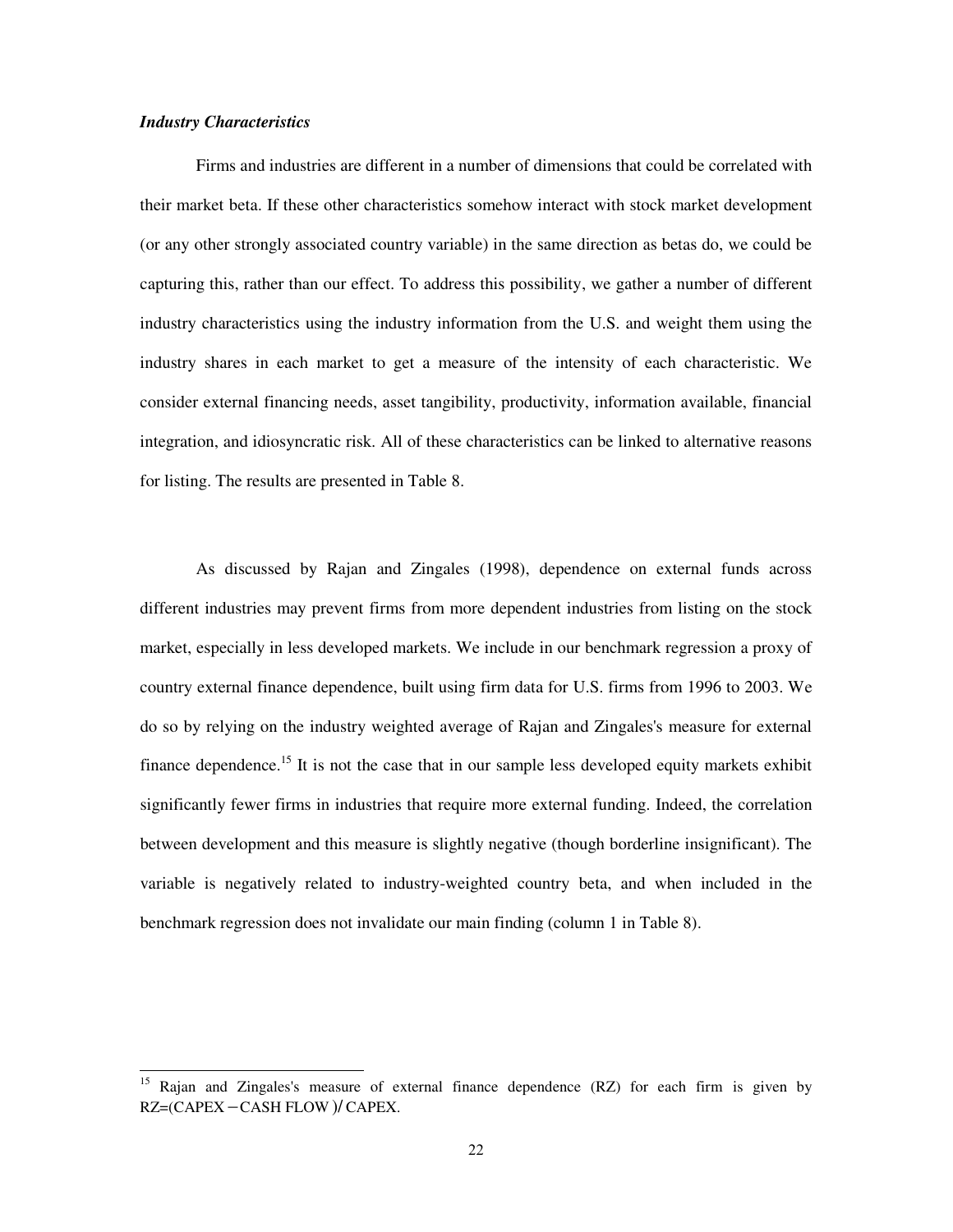***Industry Characteristics***

Firms and industries are different in a number of dimensions that could be correlated with their market beta. If these other characteristics somehow interact with stock market development (or any other strongly associated country variable) in the same direction as betas do, we could be capturing this, rather than our effect. To address this possibility, we gather a number of different industry characteristics using the industry information from the U.S. and weight them using the industry shares in each market to get a measure of the intensity of each characteristic. We consider external financing needs, asset tangibility, productivity, information available, financial integration, and idiosyncratic risk. All of these characteristics can be linked to alternative reasons for listing. The results are presented in Table 8.

As discussed by Rajan and Zingales (1998), dependence on external funds across different industries may prevent firms from more dependent industries from listing on the stock market, especially in less developed markets. We include in our benchmark regression a proxy of country external finance dependence, built using firm data for U.S. firms from 1996 to 2003. We do so by relying on the industry weighted average of Rajan and Zingales's measure for external finance dependence.[15] It is not the case that in our sample less developed equity markets exhibit significantly fewer firms in industries that require more external funding. Indeed, the correlation between development and this measure is slightly negative (though borderline insignificant). The variable is negatively related to industry-weighted country beta, and when included in the benchmark regression does not invalidate our main finding (column 1 in Table 8).

---

[15] Rajan and Zingales's measure of external finance dependence (RZ) for each firm is given by RZ=(CAPEX − CASH FLOW )/ CAPEX.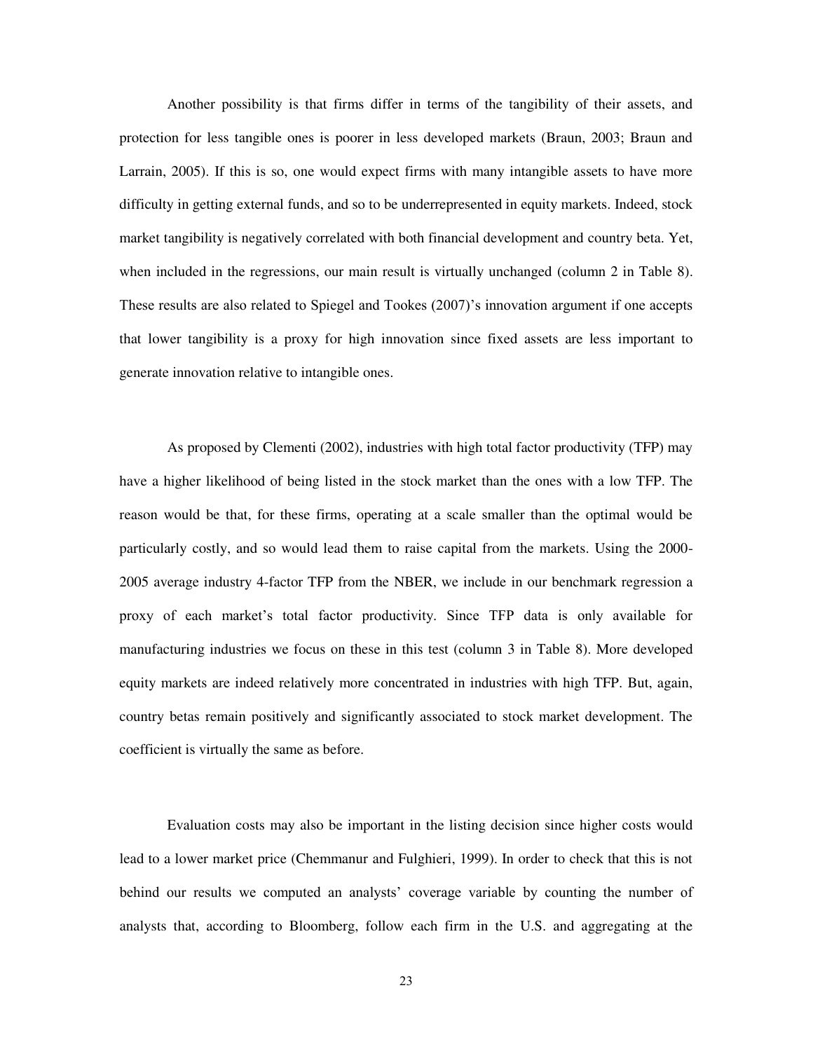Another possibility is that firms differ in terms of the tangibility of their assets, and protection for less tangible ones is poorer in less developed markets (Braun, 2003; Braun and Larrain, 2005). If this is so, one would expect firms with many intangible assets to have more difficulty in getting external funds, and so to be underrepresented in equity markets. Indeed, stock market tangibility is negatively correlated with both financial development and country beta. Yet, when included in the regressions, our main result is virtually unchanged (column 2 in Table 8). These results are also related to Spiegel and Tookes (2007)'s innovation argument if one accepts that lower tangibility is a proxy for high innovation since fixed assets are less important to generate innovation relative to intangible ones.

As proposed by Clementi (2002), industries with high total factor productivity (TFP) may have a higher likelihood of being listed in the stock market than the ones with a low TFP. The reason would be that, for these firms, operating at a scale smaller than the optimal would be particularly costly, and so would lead them to raise capital from the markets. Using the 2000-2005 average industry 4-factor TFP from the NBER, we include in our benchmark regression a proxy of each market's total factor productivity. Since TFP data is only available for manufacturing industries we focus on these in this test (column 3 in Table 8). More developed equity markets are indeed relatively more concentrated in industries with high TFP. But, again, country betas remain positively and significantly associated to stock market development. The coefficient is virtually the same as before.

Evaluation costs may also be important in the listing decision since higher costs would lead to a lower market price (Chemmanur and Fulghieri, 1999). In order to check that this is not behind our results we computed an analysts' coverage variable by counting the number of analysts that, according to Bloomberg, follow each firm in the U.S. and aggregating at the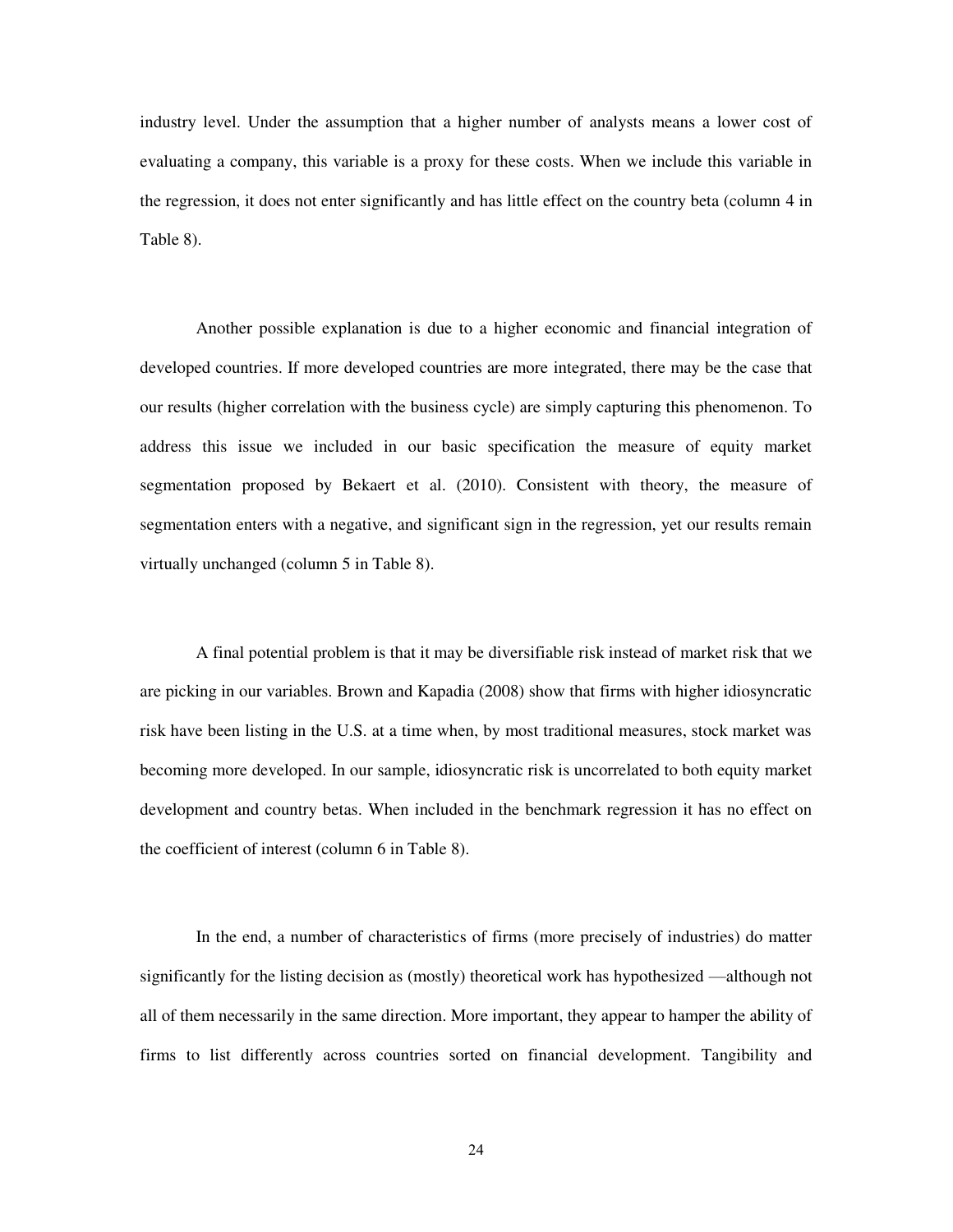industry level. Under the assumption that a higher number of analysts means a lower cost of evaluating a company, this variable is a proxy for these costs. When we include this variable in the regression, it does not enter significantly and has little effect on the country beta (column 4 in Table 8).

Another possible explanation is due to a higher economic and financial integration of developed countries. If more developed countries are more integrated, there may be the case that our results (higher correlation with the business cycle) are simply capturing this phenomenon. To address this issue we included in our basic specification the measure of equity market segmentation proposed by Bekaert et al. (2010). Consistent with theory, the measure of segmentation enters with a negative, and significant sign in the regression, yet our results remain virtually unchanged (column 5 in Table 8).

A final potential problem is that it may be diversifiable risk instead of market risk that we are picking in our variables. Brown and Kapadia (2008) show that firms with higher idiosyncratic risk have been listing in the U.S. at a time when, by most traditional measures, stock market was becoming more developed. In our sample, idiosyncratic risk is uncorrelated to both equity market development and country betas. When included in the benchmark regression it has no effect on the coefficient of interest (column 6 in Table 8).

In the end, a number of characteristics of firms (more precisely of industries) do matter significantly for the listing decision as (mostly) theoretical work has hypothesized —although not all of them necessarily in the same direction. More important, they appear to hamper the ability of firms to list differently across countries sorted on financial development. Tangibility and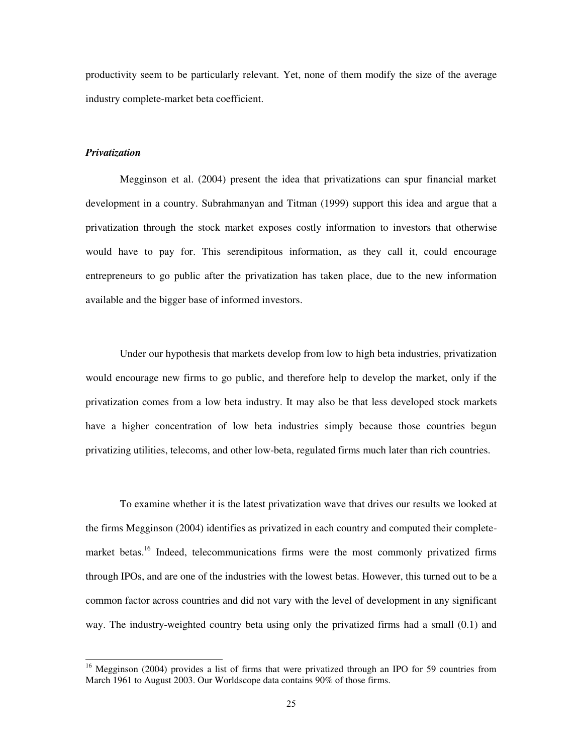productivity seem to be particularly relevant. Yet, none of them modify the size of the average industry complete-market beta coefficient.

***Privatization***

Megginson et al. (2004) present the idea that privatizations can spur financial market development in a country. Subrahmanyan and Titman (1999) support this idea and argue that a privatization through the stock market exposes costly information to investors that otherwise would have to pay for. This serendipitous information, as they call it, could encourage entrepreneurs to go public after the privatization has taken place, due to the new information available and the bigger base of informed investors.

Under our hypothesis that markets develop from low to high beta industries, privatization would encourage new firms to go public, and therefore help to develop the market, only if the privatization comes from a low beta industry. It may also be that less developed stock markets have a higher concentration of low beta industries simply because those countries begun privatizing utilities, telecoms, and other low-beta, regulated firms much later than rich countries.

To examine whether it is the latest privatization wave that drives our results we looked at the firms Megginson (2004) identifies as privatized in each country and computed their complete-market betas.[16] Indeed, telecommunications firms were the most commonly privatized firms through IPOs, and are one of the industries with the lowest betas. However, this turned out to be a common factor across countries and did not vary with the level of development in any significant way. The industry-weighted country beta using only the privatized firms had a small (0.1) and

[16] Megginson (2004) provides a list of firms that were privatized through an IPO for 59 countries from March 1961 to August 2003. Our Worldscope data contains 90% of those firms.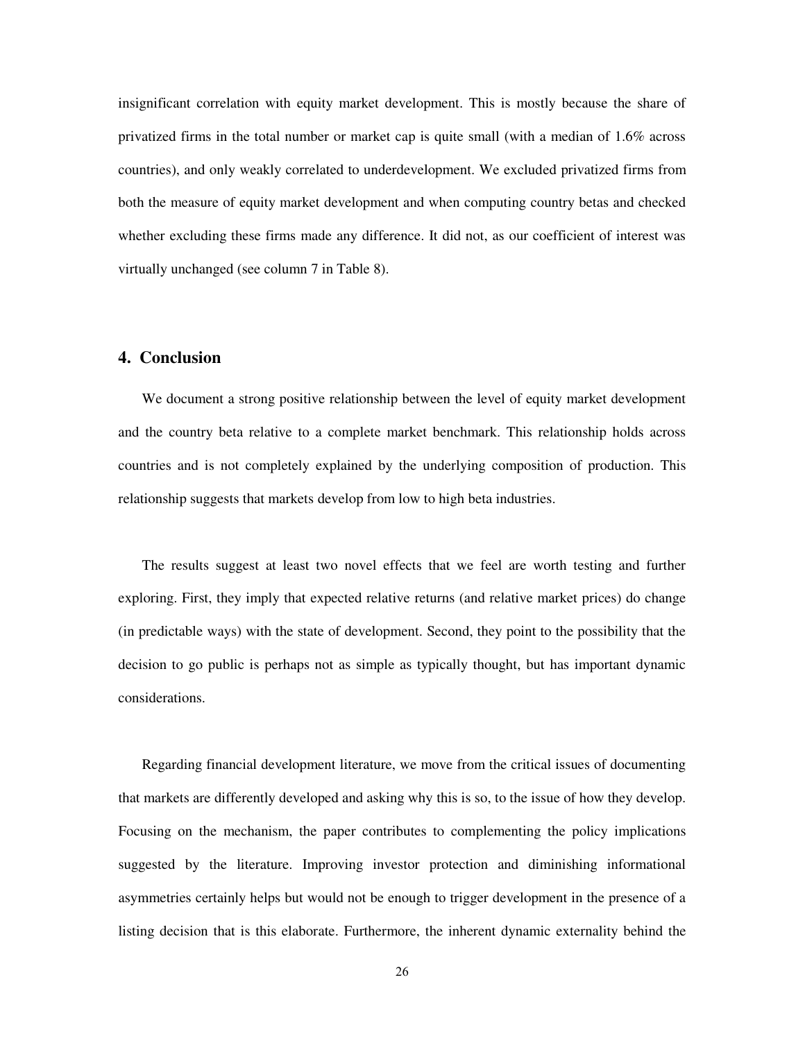insignificant correlation with equity market development. This is mostly because the share of privatized firms in the total number or market cap is quite small (with a median of 1.6% across countries), and only weakly correlated to underdevelopment. We excluded privatized firms from both the measure of equity market development and when computing country betas and checked whether excluding these firms made any difference. It did not, as our coefficient of interest was virtually unchanged (see column 7 in Table 8).

## 4. Conclusion

We document a strong positive relationship between the level of equity market development and the country beta relative to a complete market benchmark. This relationship holds across countries and is not completely explained by the underlying composition of production. This relationship suggests that markets develop from low to high beta industries.

The results suggest at least two novel effects that we feel are worth testing and further exploring. First, they imply that expected relative returns (and relative market prices) do change (in predictable ways) with the state of development. Second, they point to the possibility that the decision to go public is perhaps not as simple as typically thought, but has important dynamic considerations.

Regarding financial development literature, we move from the critical issues of documenting that markets are differently developed and asking why this is so, to the issue of how they develop. Focusing on the mechanism, the paper contributes to complementing the policy implications suggested by the literature. Improving investor protection and diminishing informational asymmetries certainly helps but would not be enough to trigger development in the presence of a listing decision that is this elaborate. Furthermore, the inherent dynamic externality behind the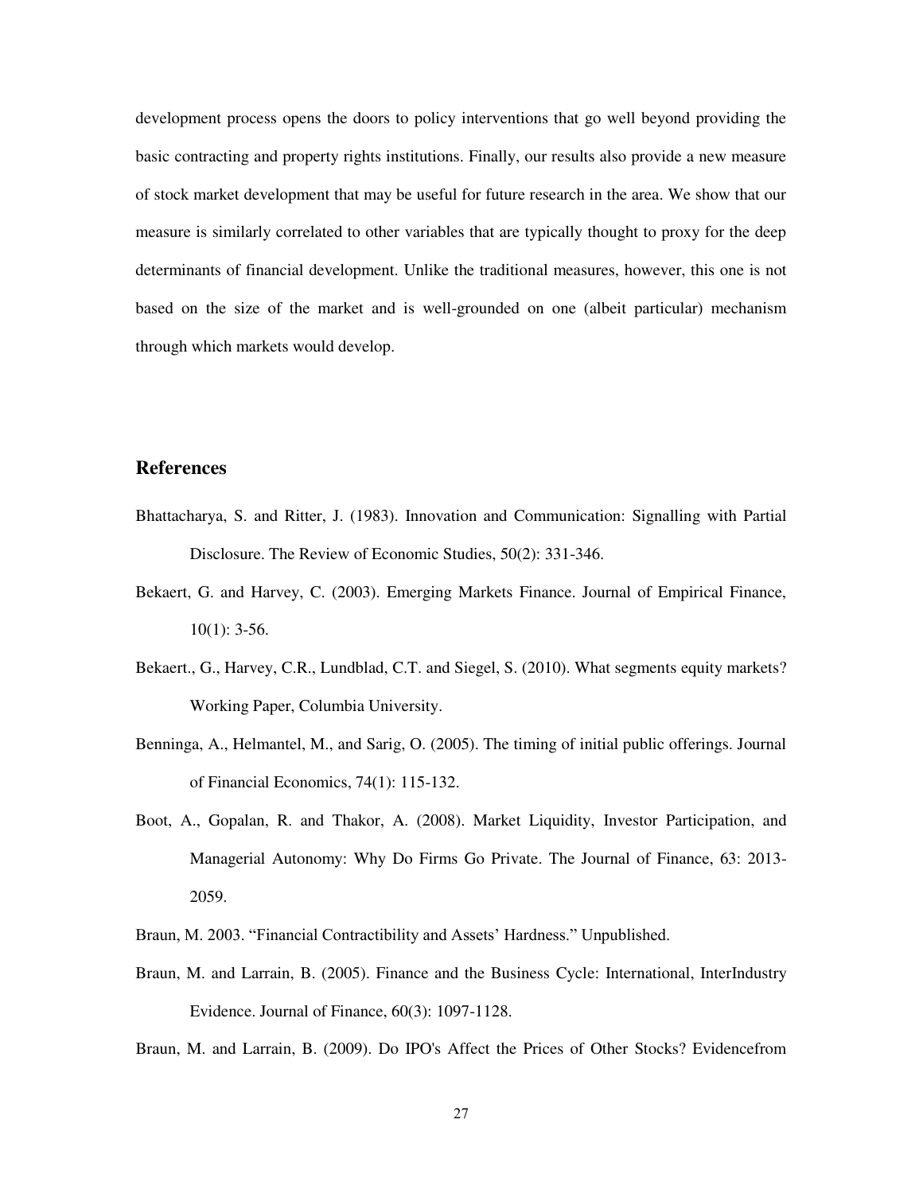development process opens the doors to policy interventions that go well beyond providing the basic contracting and property rights institutions. Finally, our results also provide a new measure of stock market development that may be useful for future research in the area. We show that our measure is similarly correlated to other variables that are typically thought to proxy for the deep determinants of financial development. Unlike the traditional measures, however, this one is not based on the size of the market and is well-grounded on one (albeit particular) mechanism through which markets would develop.

## References

Bhattacharya, S. and Ritter, J. (1983). Innovation and Communication: Signalling with Partial Disclosure. The Review of Economic Studies, 50(2): 331-346.

Bekaert, G. and Harvey, C. (2003). Emerging Markets Finance. Journal of Empirical Finance, 10(1): 3-56.

Bekaert., G., Harvey, C.R., Lundblad, C.T. and Siegel, S. (2010). What segments equity markets? Working Paper, Columbia University.

Benninga, A., Helmantel, M., and Sarig, O. (2005). The timing of initial public offerings. Journal of Financial Economics, 74(1): 115-132.

Boot, A., Gopalan, R. and Thakor, A. (2008). Market Liquidity, Investor Participation, and Managerial Autonomy: Why Do Firms Go Private. The Journal of Finance, 63: 2013-2059.

Braun, M. 2003. "Financial Contractibility and Assets' Hardness." Unpublished.

Braun, M. and Larrain, B. (2005). Finance and the Business Cycle: International, InterIndustry Evidence. Journal of Finance, 60(3): 1097-1128.

Braun, M. and Larrain, B. (2009). Do IPO's Affect the Prices of Other Stocks? Evidencefrom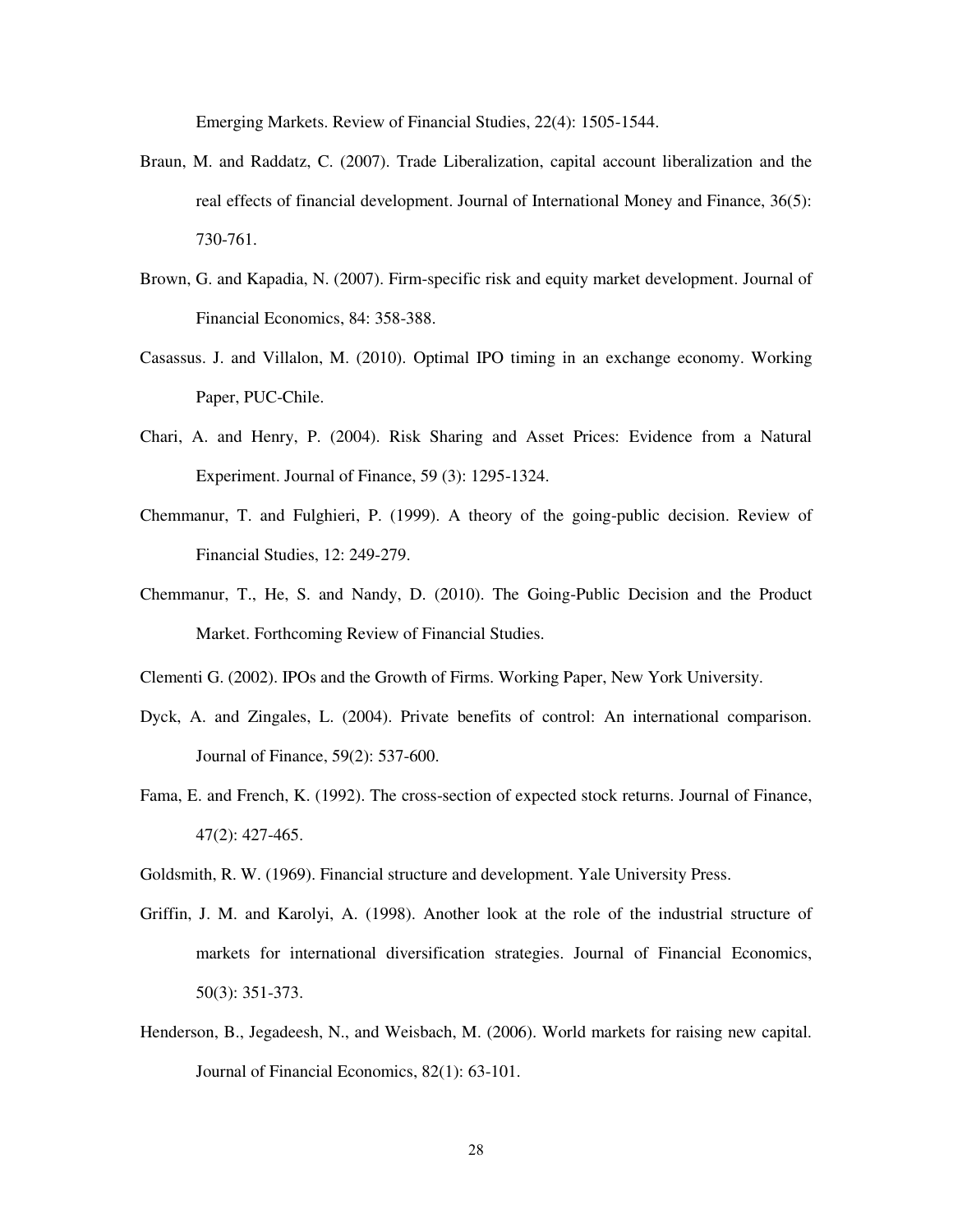Emerging Markets. Review of Financial Studies, 22(4): 1505-1544.

Braun, M. and Raddatz, C. (2007). Trade Liberalization, capital account liberalization and the real effects of financial development. Journal of International Money and Finance, 36(5): 730-761.

Brown, G. and Kapadia, N. (2007). Firm-specific risk and equity market development. Journal of Financial Economics, 84: 358-388.

Casassus. J. and Villalon, M. (2010). Optimal IPO timing in an exchange economy. Working Paper, PUC-Chile.

Chari, A. and Henry, P. (2004). Risk Sharing and Asset Prices: Evidence from a Natural Experiment. Journal of Finance, 59 (3): 1295-1324.

Chemmanur, T. and Fulghieri, P. (1999). A theory of the going-public decision. Review of Financial Studies, 12: 249-279.

Chemmanur, T., He, S. and Nandy, D. (2010). The Going-Public Decision and the Product Market. Forthcoming Review of Financial Studies.

Clementi G. (2002). IPOs and the Growth of Firms. Working Paper, New York University.

Dyck, A. and Zingales, L. (2004). Private benefits of control: An international comparison. Journal of Finance, 59(2): 537-600.

Fama, E. and French, K. (1992). The cross-section of expected stock returns. Journal of Finance, 47(2): 427-465.

Goldsmith, R. W. (1969). Financial structure and development. Yale University Press.

Griffin, J. M. and Karolyi, A. (1998). Another look at the role of the industrial structure of markets for international diversification strategies. Journal of Financial Economics, 50(3): 351-373.

Henderson, B., Jegadeesh, N., and Weisbach, M. (2006). World markets for raising new capital. Journal of Financial Economics, 82(1): 63-101.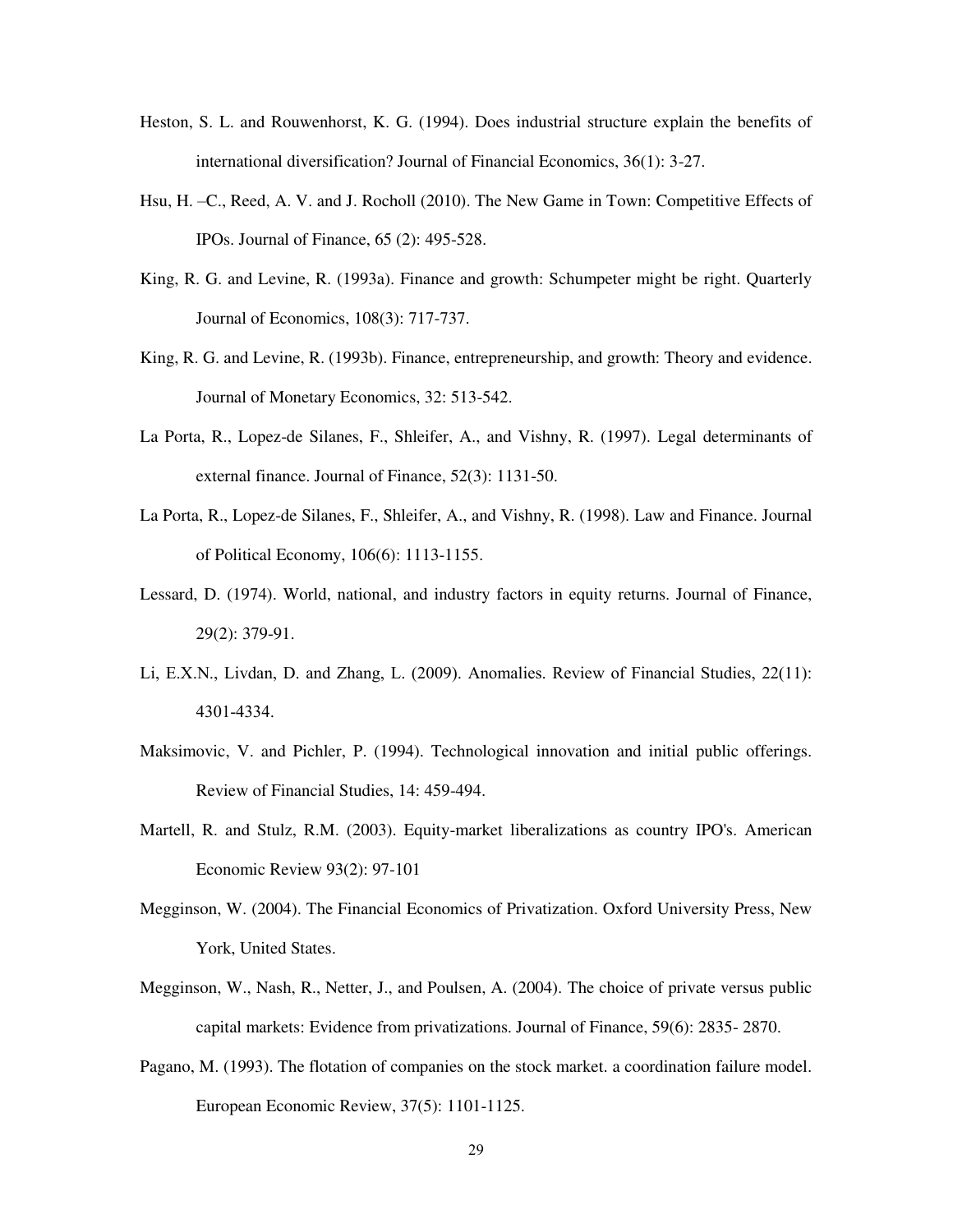Heston, S. L. and Rouwenhorst, K. G. (1994). Does industrial structure explain the benefits of international diversification? Journal of Financial Economics, 36(1): 3-27.

Hsu, H. –C., Reed, A. V. and J. Rocholl (2010). The New Game in Town: Competitive Effects of IPOs. Journal of Finance, 65 (2): 495-528.

King, R. G. and Levine, R. (1993a). Finance and growth: Schumpeter might be right. Quarterly Journal of Economics, 108(3): 717-737.

King, R. G. and Levine, R. (1993b). Finance, entrepreneurship, and growth: Theory and evidence. Journal of Monetary Economics, 32: 513-542.

La Porta, R., Lopez-de Silanes, F., Shleifer, A., and Vishny, R. (1997). Legal determinants of external finance. Journal of Finance, 52(3): 1131-50.

La Porta, R., Lopez-de Silanes, F., Shleifer, A., and Vishny, R. (1998). Law and Finance. Journal of Political Economy, 106(6): 1113-1155.

Lessard, D. (1974). World, national, and industry factors in equity returns. Journal of Finance, 29(2): 379-91.

Li, E.X.N., Livdan, D. and Zhang, L. (2009). Anomalies. Review of Financial Studies, 22(11): 4301-4334.

Maksimovic, V. and Pichler, P. (1994). Technological innovation and initial public offerings. Review of Financial Studies, 14: 459-494.

Martell, R. and Stulz, R.M. (2003). Equity-market liberalizations as country IPO's. American Economic Review 93(2): 97-101

Megginson, W. (2004). The Financial Economics of Privatization. Oxford University Press, New York, United States.

Megginson, W., Nash, R., Netter, J., and Poulsen, A. (2004). The choice of private versus public capital markets: Evidence from privatizations. Journal of Finance, 59(6): 2835- 2870.

Pagano, M. (1993). The flotation of companies on the stock market. a coordination failure model. European Economic Review, 37(5): 1101-1125.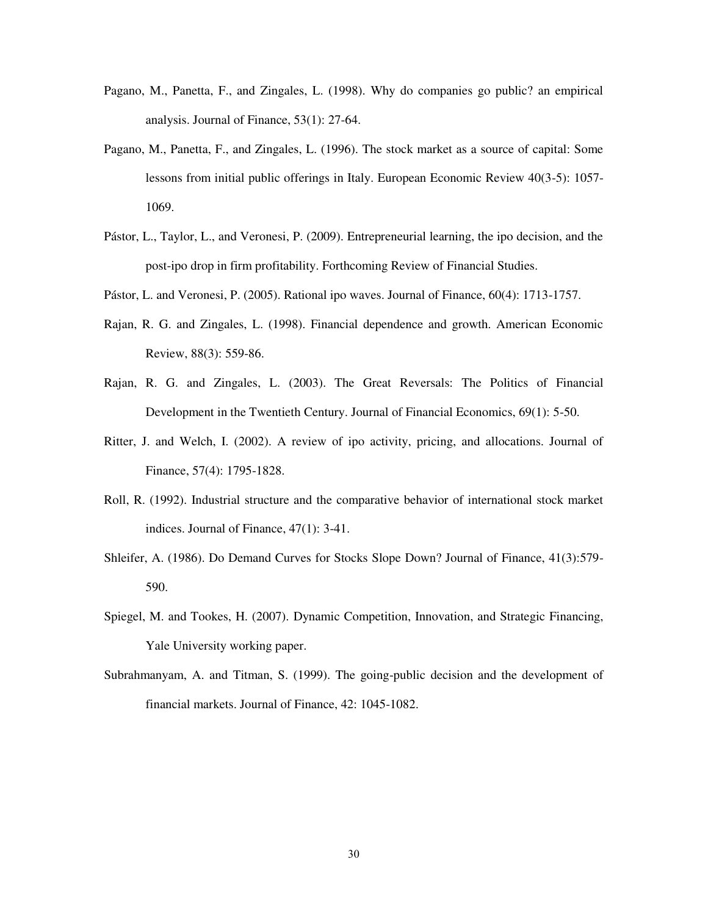Pagano, M., Panetta, F., and Zingales, L. (1998). Why do companies go public? an empirical analysis. Journal of Finance, 53(1): 27-64.

Pagano, M., Panetta, F., and Zingales, L. (1996). The stock market as a source of capital: Some lessons from initial public offerings in Italy. European Economic Review 40(3-5): 1057-1069.

Pástor, L., Taylor, L., and Veronesi, P. (2009). Entrepreneurial learning, the ipo decision, and the post-ipo drop in firm profitability. Forthcoming Review of Financial Studies.

Pástor, L. and Veronesi, P. (2005). Rational ipo waves. Journal of Finance, 60(4): 1713-1757.

Rajan, R. G. and Zingales, L. (1998). Financial dependence and growth. American Economic Review, 88(3): 559-86.

Rajan, R. G. and Zingales, L. (2003). The Great Reversals: The Politics of Financial Development in the Twentieth Century. Journal of Financial Economics, 69(1): 5-50.

Ritter, J. and Welch, I. (2002). A review of ipo activity, pricing, and allocations. Journal of Finance, 57(4): 1795-1828.

Roll, R. (1992). Industrial structure and the comparative behavior of international stock market indices. Journal of Finance, 47(1): 3-41.

Shleifer, A. (1986). Do Demand Curves for Stocks Slope Down? Journal of Finance, 41(3):579-590.

Spiegel, M. and Tookes, H. (2007). Dynamic Competition, Innovation, and Strategic Financing, Yale University working paper.

Subrahmanyam, A. and Titman, S. (1999). The going-public decision and the development of financial markets. Journal of Finance, 42: 1045-1082.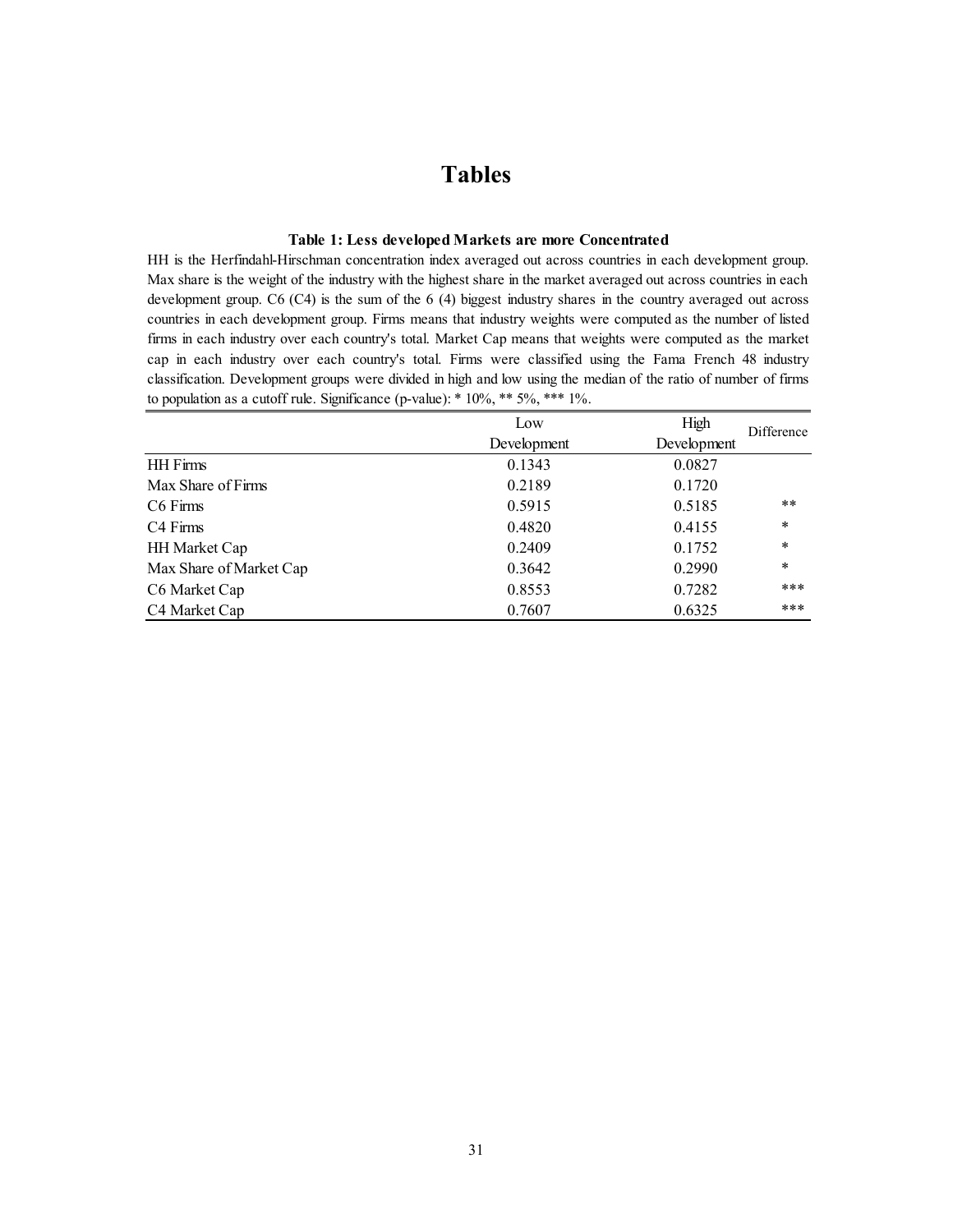# Tables

**Table 1: Less developed Markets are more Concentrated**

HH is the Herfindahl-Hirschman concentration index averaged out across countries in each development group. Max share is the weight of the industry with the highest share in the market averaged out across countries in each development group. C6 (C4) is the sum of the 6 (4) biggest industry shares in the country averaged out across countries in each development group. Firms means that industry weights were computed as the number of listed firms in each industry over each country's total. Market Cap means that weights were computed as the market cap in each industry over each country's total. Firms were classified using the Fama French 48 industry classification. Development groups were divided in high and low using the median of the ratio of number of firms to population as a cutoff rule. Significance (p-value): * 10%, ** 5%, *** 1%.

| | Low Development | High Development | Difference |
|---|---|---|---|
| HH Firms | 0.1343 | 0.0827 | |
| Max Share of Firms | 0.2189 | 0.1720 | |
| C6 Firms | 0.5915 | 0.5185 | ** |
| C4 Firms | 0.4820 | 0.4155 | * |
| HH Market Cap | 0.2409 | 0.1752 | * |
| Max Share of Market Cap | 0.3642 | 0.2990 | * |
| C6 Market Cap | 0.8553 | 0.7282 | *** |
| C4 Market Cap | 0.7607 | 0.6325 | *** |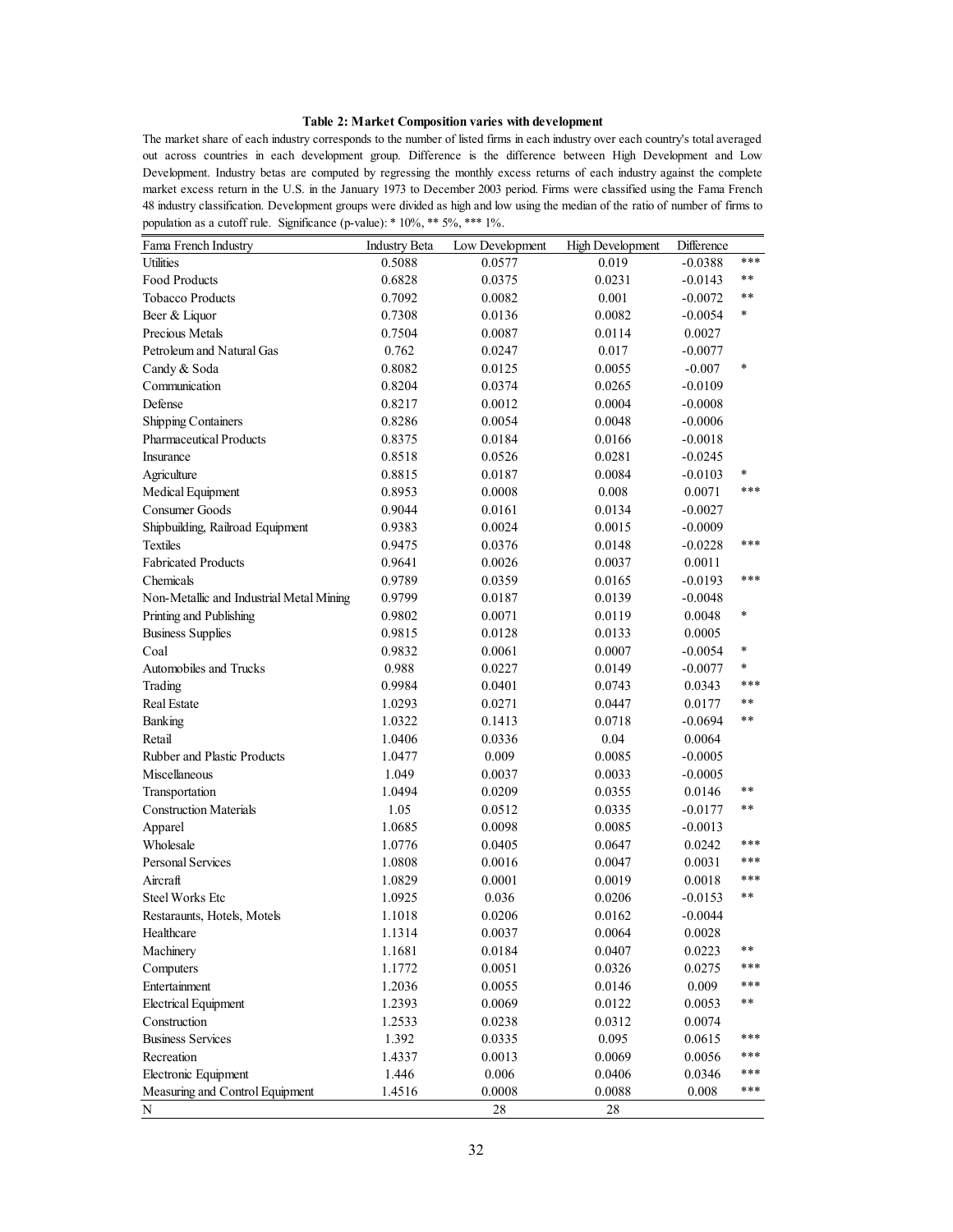**Table 2: Market Composition varies with development**

The market share of each industry corresponds to the number of listed firms in each industry over each country's total averaged out across countries in each development group. Difference is the difference between High Development and Low Development. Industry betas are computed by regressing the monthly excess returns of each industry against the complete market excess return in the U.S. in the January 1973 to December 2003 period. Firms were classified using the Fama French 48 industry classification. Development groups were divided as high and low using the median of the ratio of number of firms to population as a cutoff rule. Significance (p-value): * 10%, ** 5%, *** 1%.

| Fama French Industry | Industry Beta | Low Development | High Development | Difference | |
|---|---|---|---|---|---|
| Utilities | 0.5088 | 0.0577 | 0.019 | -0.0388 | *** |
| Food Products | 0.6828 | 0.0375 | 0.0231 | -0.0143 | ** |
| Tobacco Products | 0.7092 | 0.0082 | 0.001 | -0.0072 | ** |
| Beer & Liquor | 0.7308 | 0.0136 | 0.0082 | -0.0054 | * |
| Precious Metals | 0.7504 | 0.0087 | 0.0114 | 0.0027 | |
| Petroleum and Natural Gas | 0.762 | 0.0247 | 0.017 | -0.0077 | |
| Candy & Soda | 0.8082 | 0.0125 | 0.0055 | -0.007 | * |
| Communication | 0.8204 | 0.0374 | 0.0265 | -0.0109 | |
| Defense | 0.8217 | 0.0012 | 0.0004 | -0.0008 | |
| Shipping Containers | 0.8286 | 0.0054 | 0.0048 | -0.0006 | |
| Pharmaceutical Products | 0.8375 | 0.0184 | 0.0166 | -0.0018 | |
| Insurance | 0.8518 | 0.0526 | 0.0281 | -0.0245 | |
| Agriculture | 0.8815 | 0.0187 | 0.0084 | -0.0103 | * |
| Medical Equipment | 0.8953 | 0.0008 | 0.008 | 0.0071 | *** |
| Consumer Goods | 0.9044 | 0.0161 | 0.0134 | -0.0027 | |
| Shipbuilding, Railroad Equipment | 0.9383 | 0.0024 | 0.0015 | -0.0009 | |
| Textiles | 0.9475 | 0.0376 | 0.0148 | -0.0228 | *** |
| Fabricated Products | 0.9641 | 0.0026 | 0.0037 | 0.0011 | |
| Chemicals | 0.9789 | 0.0359 | 0.0165 | -0.0193 | *** |
| Non-Metallic and Industrial Metal Mining | 0.9799 | 0.0187 | 0.0139 | -0.0048 | |
| Printing and Publishing | 0.9802 | 0.0071 | 0.0119 | 0.0048 | * |
| Business Supplies | 0.9815 | 0.0128 | 0.0133 | 0.0005 | |
| Coal | 0.9832 | 0.0061 | 0.0007 | -0.0054 | * |
| Automobiles and Trucks | 0.988 | 0.0227 | 0.0149 | -0.0077 | * |
| Trading | 0.9984 | 0.0401 | 0.0743 | 0.0343 | *** |
| Real Estate | 1.0293 | 0.0271 | 0.0447 | 0.0177 | ** |
| Banking | 1.0322 | 0.1413 | 0.0718 | -0.0694 | ** |
| Retail | 1.0406 | 0.0336 | 0.04 | 0.0064 | |
| Rubber and Plastic Products | 1.0477 | 0.009 | 0.0085 | -0.0005 | |
| Miscellaneous | 1.049 | 0.0037 | 0.0033 | -0.0005 | |
| Transportation | 1.0494 | 0.0209 | 0.0355 | 0.0146 | ** |
| Construction Materials | 1.05 | 0.0512 | 0.0335 | -0.0177 | ** |
| Apparel | 1.0685 | 0.0098 | 0.0085 | -0.0013 | |
| Wholesale | 1.0776 | 0.0405 | 0.0647 | 0.0242 | *** |
| Personal Services | 1.0808 | 0.0016 | 0.0047 | 0.0031 | *** |
| Aircraft | 1.0829 | 0.0001 | 0.0019 | 0.0018 | *** |
| Steel Works Etc | 1.0925 | 0.036 | 0.0206 | -0.0153 | ** |
| Restaraunts, Hotels, Motels | 1.1018 | 0.0206 | 0.0162 | -0.0044 | |
| Healthcare | 1.1314 | 0.0037 | 0.0064 | 0.0028 | |
| Machinery | 1.1681 | 0.0184 | 0.0407 | 0.0223 | ** |
| Computers | 1.1772 | 0.0051 | 0.0326 | 0.0275 | *** |
| Entertainment | 1.2036 | 0.0055 | 0.0146 | 0.009 | *** |
| Electrical Equipment | 1.2393 | 0.0069 | 0.0122 | 0.0053 | ** |
| Construction | 1.2533 | 0.0238 | 0.0312 | 0.0074 | |
| Business Services | 1.392 | 0.0335 | 0.095 | 0.0615 | *** |
| Recreation | 1.4337 | 0.0013 | 0.0069 | 0.0056 | *** |
| Electronic Equipment | 1.446 | 0.006 | 0.0406 | 0.0346 | *** |
| Measuring and Control Equipment | 1.4516 | 0.0008 | 0.0088 | 0.008 | *** |
| N | | 28 | 28 | | |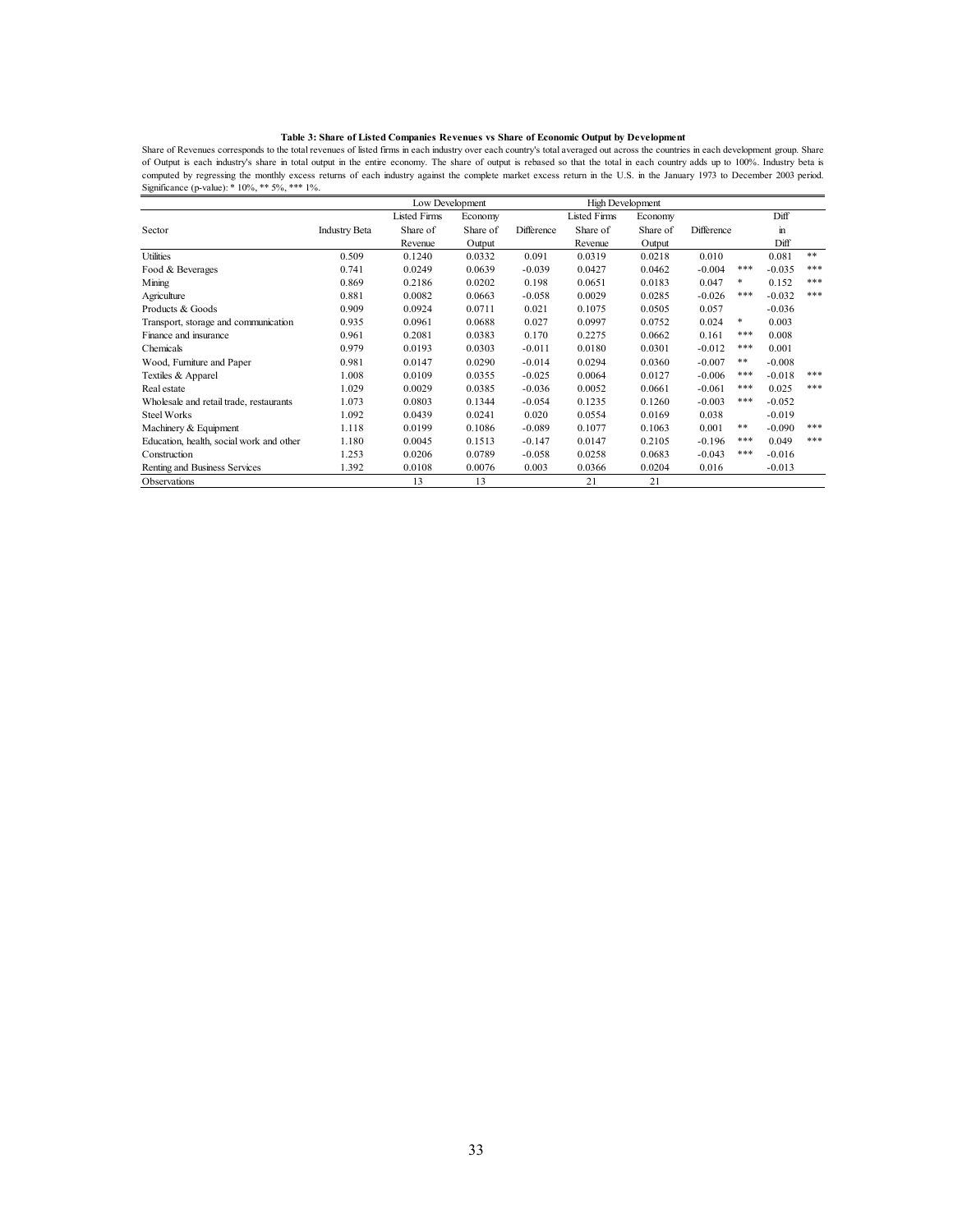**Table 3: Share of Listed Companies Revenues vs Share of Economic Output by Development**

Share of Revenues corresponds to the total revenues of listed firms in each industry over each country's total averaged out across the countries in each development group. Share of Output is each industry's share in total output in the entire economy. The share of output is rebased so that the total in each country adds up to 100%. Industry beta is computed by regressing the monthly excess returns of each industry against the complete market excess return in the U.S. in the January 1973 to December 2003 period. Significance (p-value): * 10%, ** 5%, *** 1%.

| | | Low Development | | | High Development | | | | | |
|---|---|---|---|---|---|---|---|---|---|---|
| Sector | Industry Beta | Listed Firms Share of Revenue | Economy Share of Output | Difference | Listed Firms Share of Revenue | Economy Share of Output | Difference | | Diff in Diff | |
| Utilities | 0.509 | 0.1240 | 0.0332 | 0.091 | 0.0319 | 0.0218 | 0.010 | | 0.081 | ** |
| Food & Beverages | 0.741 | 0.0249 | 0.0639 | -0.039 | 0.0427 | 0.0462 | -0.004 | *** | -0.035 | *** |
| Mining | 0.869 | 0.2186 | 0.0202 | 0.198 | 0.0651 | 0.0183 | 0.047 | * | 0.152 | *** |
| Agriculture | 0.881 | 0.0082 | 0.0663 | -0.058 | 0.0029 | 0.0285 | -0.026 | *** | -0.032 | *** |
| Products & Goods | 0.909 | 0.0924 | 0.0711 | 0.021 | 0.1075 | 0.0505 | 0.057 | | -0.036 | |
| Transport, storage and communication | 0.935 | 0.0961 | 0.0688 | 0.027 | 0.0997 | 0.0752 | 0.024 | * | 0.003 | |
| Finance and insurance | 0.961 | 0.2081 | 0.0383 | 0.170 | 0.2275 | 0.0662 | 0.161 | *** | 0.008 | |
| Chemicals | 0.979 | 0.0193 | 0.0303 | -0.011 | 0.0180 | 0.0301 | -0.012 | *** | 0.001 | |
| Wood, Furniture and Paper | 0.981 | 0.0147 | 0.0290 | -0.014 | 0.0294 | 0.0360 | -0.007 | ** | -0.008 | |
| Textiles & Apparel | 1.008 | 0.0109 | 0.0355 | -0.025 | 0.0064 | 0.0127 | -0.006 | *** | -0.018 | *** |
| Real estate | 1.029 | 0.0029 | 0.0385 | -0.036 | 0.0052 | 0.0661 | -0.061 | *** | 0.025 | *** |
| Wholesale and retail trade, restaurants | 1.073 | 0.0803 | 0.1344 | -0.054 | 0.1235 | 0.1260 | -0.003 | *** | -0.052 | |
| Steel Works | 1.092 | 0.0439 | 0.0241 | 0.020 | 0.0554 | 0.0169 | 0.038 | | -0.019 | |
| Machinery & Equipment | 1.118 | 0.0199 | 0.1086 | -0.089 | 0.1077 | 0.1063 | 0.001 | ** | -0.090 | *** |
| Education, health, social work and other | 1.180 | 0.0045 | 0.1513 | -0.147 | 0.0147 | 0.2105 | -0.196 | *** | 0.049 | *** |
| Construction | 1.253 | 0.0206 | 0.0789 | -0.058 | 0.0258 | 0.0683 | -0.043 | *** | -0.016 | |
| Renting and Business Services | 1.392 | 0.0108 | 0.0076 | 0.003 | 0.0366 | 0.0204 | 0.016 | | -0.013 | |
| Observations | | 13 | 13 | | 21 | 21 | | | | |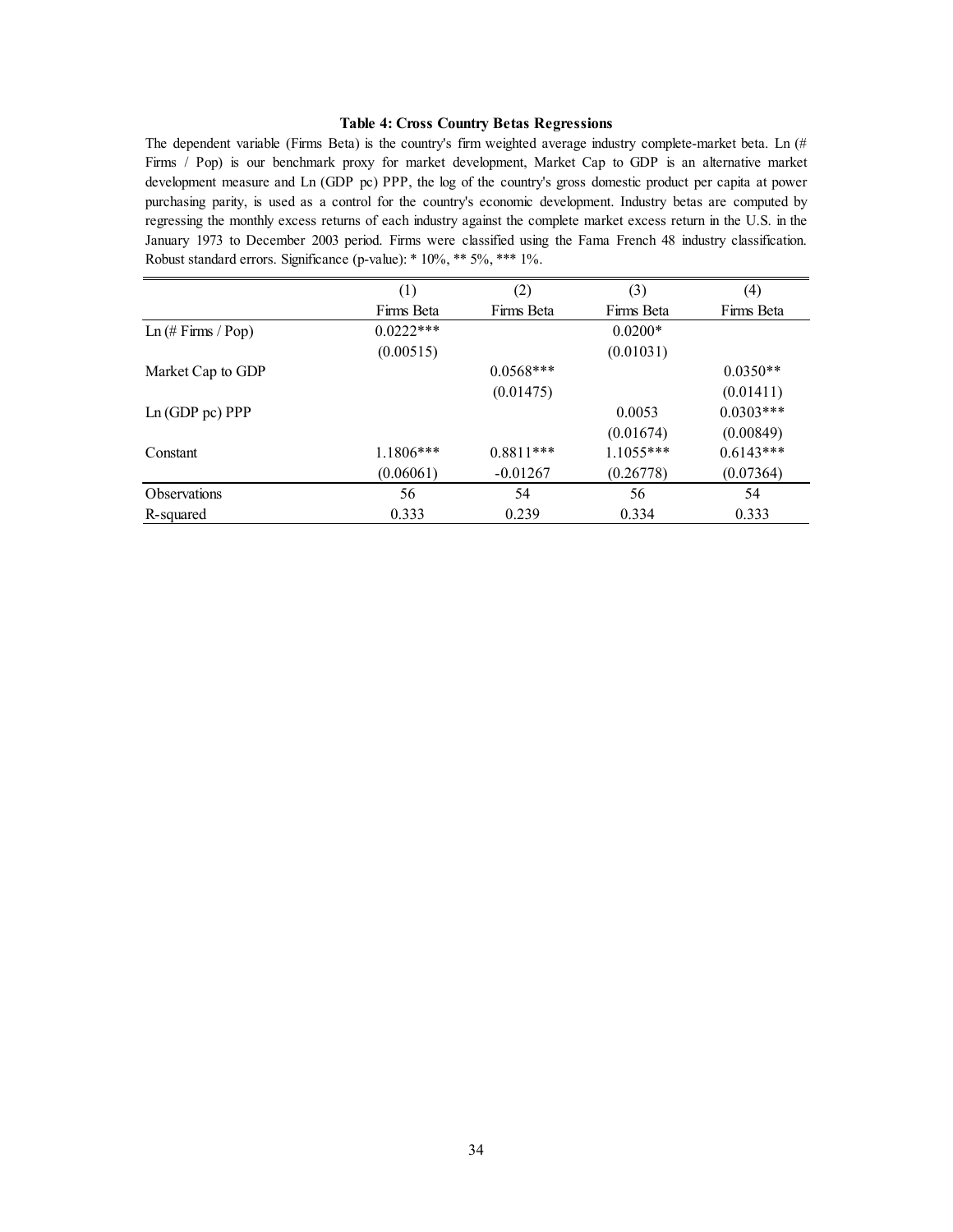**Table 4: Cross Country Betas Regressions**

The dependent variable (Firms Beta) is the country's firm weighted average industry complete-market beta. Ln (# Firms / Pop) is our benchmark proxy for market development, Market Cap to GDP is an alternative market development measure and Ln (GDP pc) PPP, the log of the country's gross domestic product per capita at power purchasing parity, is used as a control for the country's economic development. Industry betas are computed by regressing the monthly excess returns of each industry against the complete market excess return in the U.S. in the January 1973 to December 2003 period. Firms were classified using the Fama French 48 industry classification. Robust standard errors. Significance (p-value): * 10%, ** 5%, *** 1%.

| | (1) | (2) | (3) | (4) |
|---|---|---|---|---|
| | Firms Beta | Firms Beta | Firms Beta | Firms Beta |
| Ln (# Firms / Pop) | 0.0222*** | | 0.0200* | |
| | (0.00515) | | (0.01031) | |
| Market Cap to GDP | | 0.0568*** | | 0.0350** |
| | | (0.01475) | | (0.01411) |
| Ln (GDP pc) PPP | | | 0.0053 | 0.0303*** |
| | | | (0.01674) | (0.00849) |
| Constant | 1.1806*** | 0.8811*** | 1.1055*** | 0.6143*** |
| | (0.06061) | -0.01267 | (0.26778) | (0.07364) |
| Observations | 56 | 54 | 56 | 54 |
| R-squared | 0.333 | 0.239 | 0.334 | 0.333 |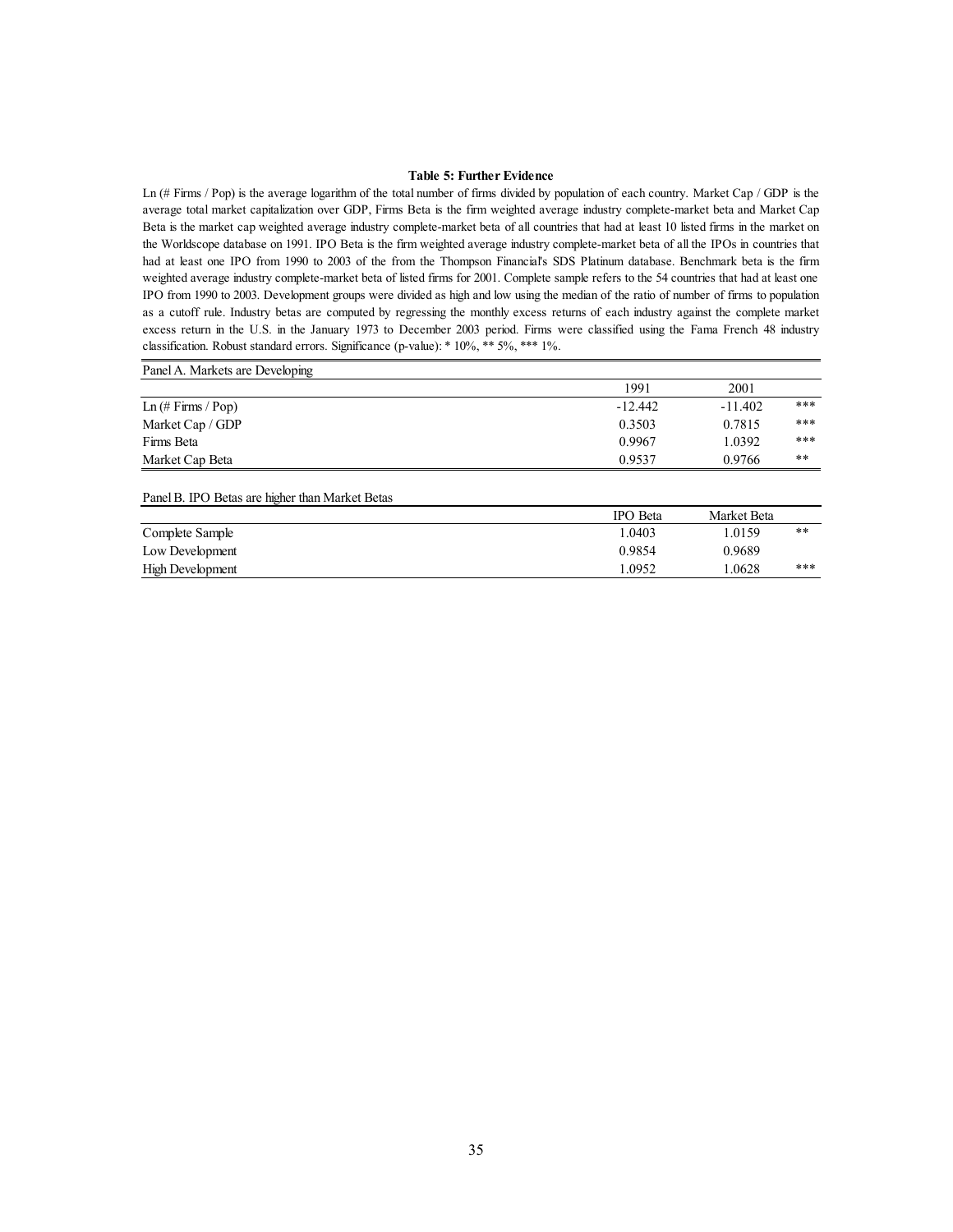**Table 5: Further Evidence**

Ln (# Firms / Pop) is the average logarithm of the total number of firms divided by population of each country. Market Cap / GDP is the average total market capitalization over GDP, Firms Beta is the firm weighted average industry complete-market beta and Market Cap Beta is the market cap weighted average industry complete-market beta of all countries that had at least 10 listed firms in the market on the Worldscope database on 1991. IPO Beta is the firm weighted average industry complete-market beta of all the IPOs in countries that had at least one IPO from 1990 to 2003 of the from the Thompson Financial's SDS Platinum database. Benchmark beta is the firm weighted average industry complete-market beta of listed firms for 2001. Complete sample refers to the 54 countries that had at least one IPO from 1990 to 2003. Development groups were divided as high and low using the median of the ratio of number of firms to population as a cutoff rule. Industry betas are computed by regressing the monthly excess returns of each industry against the complete market excess return in the U.S. in the January 1973 to December 2003 period. Firms were classified using the Fama French 48 industry classification. Robust standard errors. Significance (p-value): * 10%, ** 5%, *** 1%.

Panel A. Markets are Developing

| | 1991 | 2001 | |
|---|---|---|---|
| Ln (# Firms / Pop) | -12.442 | -11.402 | *** |
| Market Cap / GDP | 0.3503 | 0.7815 | *** |
| Firms Beta | 0.9967 | 1.0392 | *** |
| Market Cap Beta | 0.9537 | 0.9766 | ** |

Panel B. IPO Betas are higher than Market Betas

| | IPO Beta | Market Beta | |
|---|---|---|---|
| Complete Sample | 1.0403 | 1.0159 | ** |
| Low Development | 0.9854 | 0.9689 | |
| High Development | 1.0952 | 1.0628 | *** |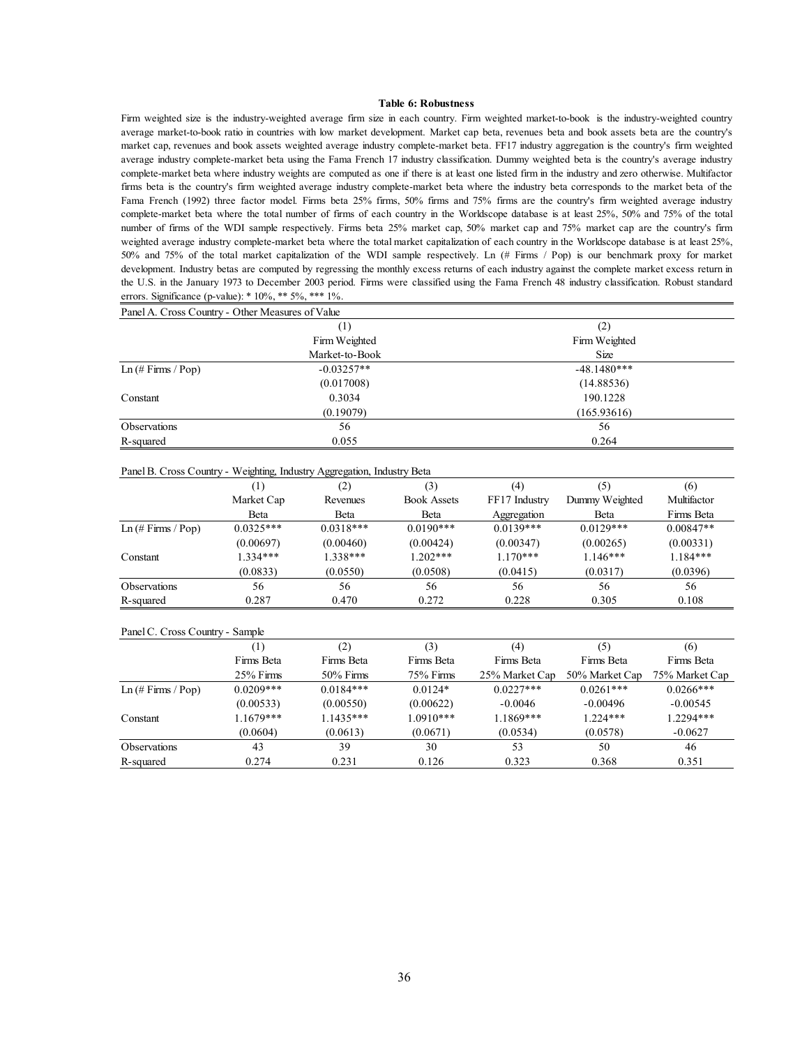**Table 6: Robustness**

Firm weighted size is the industry-weighted average firm size in each country. Firm weighted market-to-book is the industry-weighted country average market-to-book ratio in countries with low market development. Market cap beta, revenues beta and book assets beta are the country's market cap, revenues and book assets weighted average industry complete-market beta. FF17 industry aggregation is the country's firm weighted average industry complete-market beta using the Fama French 17 industry classification. Dummy weighted beta is the country's average industry complete-market beta where industry weights are computed as one if there is at least one listed firm in the industry and zero otherwise. Multifactor firms beta is the country's firm weighted average industry complete-market beta where the industry beta corresponds to the market beta of the Fama French (1992) three factor model. Firms beta 25% firms, 50% firms and 75% firms are the country's firm weighted average industry complete-market beta where the total number of firms of each country in the Worldscope database is at least 25%, 50% and 75% of the total number of firms of the WDI sample respectively. Firms beta 25% market cap, 50% market cap and 75% market cap are the country's firm weighted average industry complete-market beta where the total market capitalization of each country in the Worldscope database is at least 25%, 50% and 75% of the total market capitalization of the WDI sample respectively. Ln (# Firms / Pop) is our benchmark proxy for market development. Industry betas are computed by regressing the monthly excess returns of each industry against the complete market excess return in the U.S. in the January 1973 to December 2003 period. Firms were classified using the Fama French 48 industry classification. Robust standard errors. Significance (p-value): * 10%, ** 5%, *** 1%.

Panel A. Cross Country - Other Measures of Value

| | (1) | (2) |
|---|---|---|
| | Firm Weighted Market-to-Book | Firm Weighted Size |
| Ln (# Firms / Pop) | -0.03257** | -48.1480*** |
| | (0.017008) | (14.88536) |
| Constant | 0.3034 | 190.1228 |
| | (0.19079) | (165.93616) |
| Observations | 56 | 56 |
| R-squared | 0.055 | 0.264 |

Panel B. Cross Country - Weighting, Industry Aggregation, Industry Beta

| | (1) | (2) | (3) | (4) | (5) | (6) |
|---|---|---|---|---|---|---|
| | Market Cap Beta | Revenues Beta | Book Assets Beta | FF17 Industry Aggregation | Dummy Weighted Beta | Multifactor Firms Beta |
| Ln (# Firms / Pop) | 0.0325*** | 0.0318*** | 0.0190*** | 0.0139*** | 0.0129*** | 0.00847** |
| | (0.00697) | (0.00460) | (0.00424) | (0.00347) | (0.00265) | (0.00331) |
| Constant | 1.334*** | 1.338*** | 1.202*** | 1.170*** | 1.146*** | 1.184*** |
| | (0.0833) | (0.0550) | (0.0508) | (0.0415) | (0.0317) | (0.0396) |
| Observations | 56 | 56 | 56 | 56 | 56 | 56 |
| R-squared | 0.287 | 0.470 | 0.272 | 0.228 | 0.305 | 0.108 |

Panel C. Cross Country - Sample

| | (1) | (2) | (3) | (4) | (5) | (6) |
|---|---|---|---|---|---|---|
| | Firms Beta 25% Firms | Firms Beta 50% Firms | Firms Beta 75% Firms | Firms Beta 25% Market Cap | Firms Beta 50% Market Cap | Firms Beta 75% Market Cap |
| Ln (# Firms / Pop) | 0.0209*** | 0.0184*** | 0.0124* | 0.0227*** | 0.0261*** | 0.0266*** |
| | (0.00533) | (0.00550) | (0.00622) | -0.0046 | -0.00496 | -0.00545 |
| Constant | 1.1679*** | 1.1435*** | 1.0910*** | 1.1869*** | 1.224*** | 1.2294*** |
| | (0.0604) | (0.0613) | (0.0671) | (0.0534) | (0.0578) | -0.0627 |
| Observations | 43 | 39 | 30 | 53 | 50 | 46 |
| R-squared | 0.274 | 0.231 | 0.126 | 0.323 | 0.368 | 0.351 |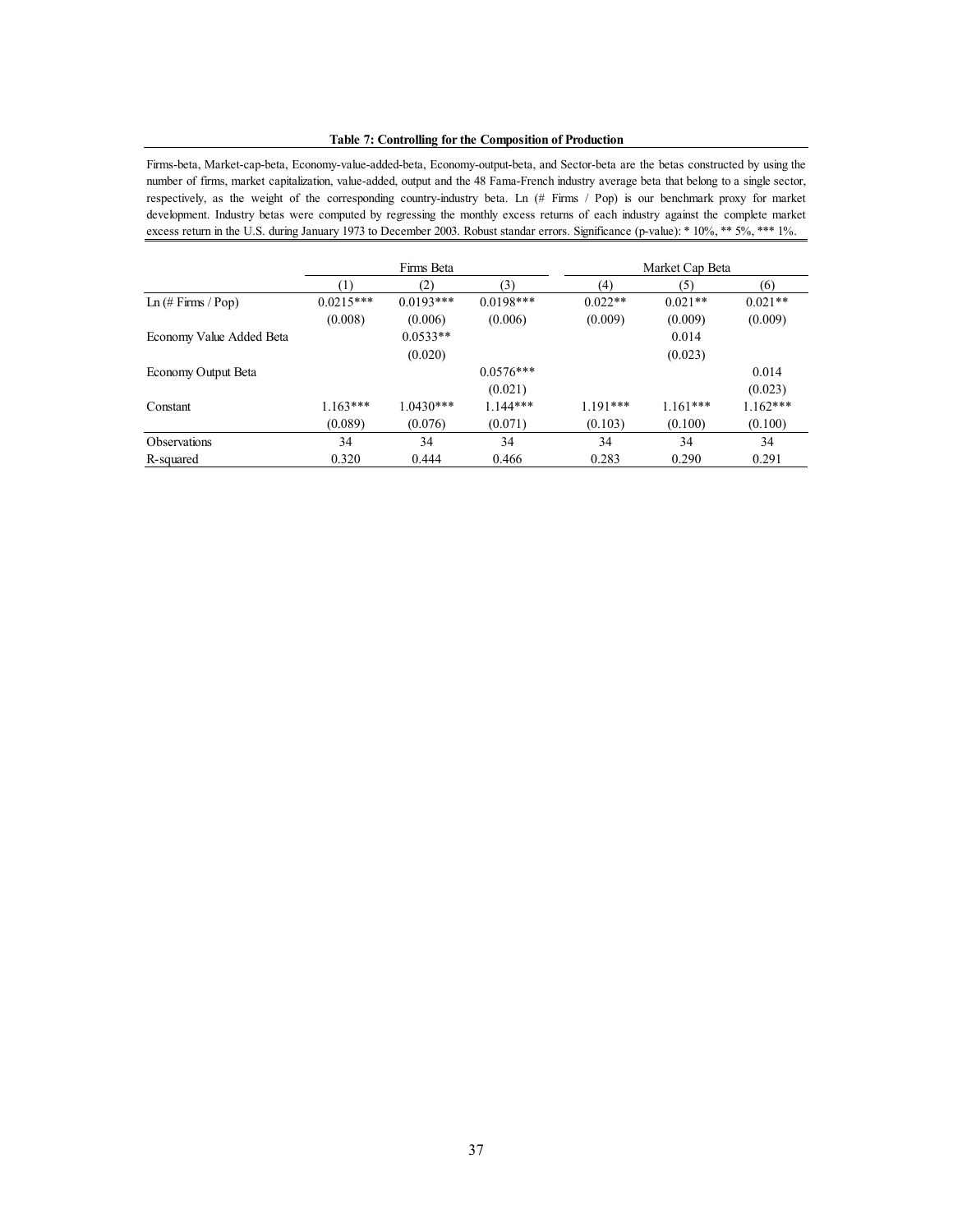**Table 7: Controlling for the Composition of Production**

Firms-beta, Market-cap-beta, Economy-value-added-beta, Economy-output-beta, and Sector-beta are the betas constructed by using the number of firms, market capitalization, value-added, output and the 48 Fama-French industry average beta that belong to a single sector, respectively, as the weight of the corresponding country-industry beta. Ln (# Firms / Pop) is our benchmark proxy for market development. Industry betas were computed by regressing the monthly excess returns of each industry against the complete market excess return in the U.S. during January 1973 to December 2003. Robust standar errors. Significance (p-value): * 10%, ** 5%, *** 1%.

| | Firms Beta | | | Market Cap Beta | | |
|---|---|---|---|---|---|---|
| | (1) | (2) | (3) | (4) | (5) | (6) |
| Ln (# Firms / Pop) | 0.0215*** | 0.0193*** | 0.0198*** | 0.022** | 0.021** | 0.021** |
| | (0.008) | (0.006) | (0.006) | (0.009) | (0.009) | (0.009) |
| Economy Value Added Beta | | 0.0533** | | | 0.014 | |
| | | (0.020) | | | (0.023) | |
| Economy Output Beta | | | 0.0576*** | | | 0.014 |
| | | | (0.021) | | | (0.023) |
| Constant | 1.163*** | 1.0430*** | 1.144*** | 1.191*** | 1.161*** | 1.162*** |
| | (0.089) | (0.076) | (0.071) | (0.103) | (0.100) | (0.100) |
| Observations | 34 | 34 | 34 | 34 | 34 | 34 |
| R-squared | 0.320 | 0.444 | 0.466 | 0.283 | 0.290 | 0.291 |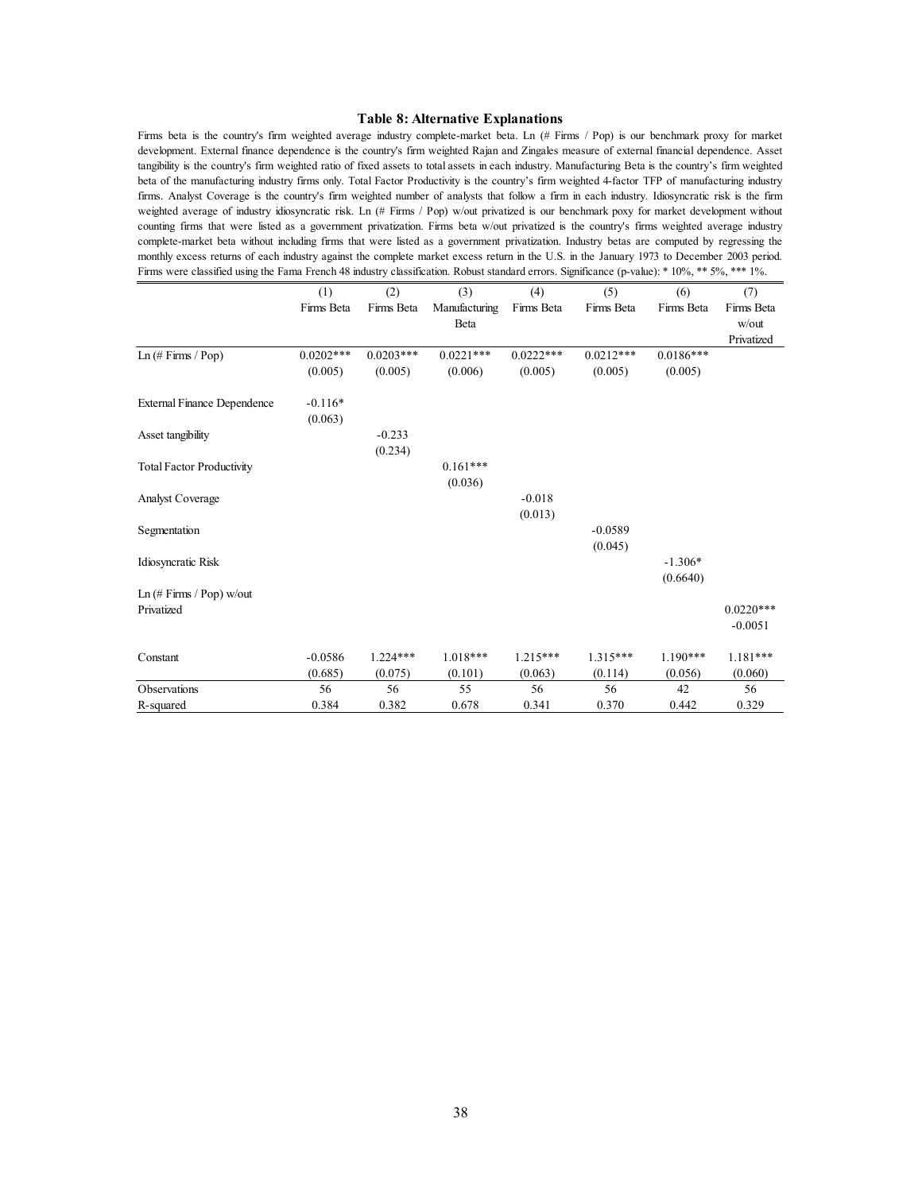### Table 8: Alternative Explanations

Firms beta is the country's firm weighted average industry complete-market beta. Ln (# Firms / Pop) is our benchmark proxy for market development. External finance dependence is the country's firm weighted Rajan and Zingales measure of external financial dependence. Asset tangibility is the country's firm weighted ratio of fixed assets to total assets in each industry. Manufacturing Beta is the country's firm weighted beta of the manufacturing industry firms only. Total Factor Productivity is the country's firm weighted 4-factor TFP of manufacturing industry firms. Analyst Coverage is the country's firm weighted number of analysts that follow a firm in each industry. Idiosyncratic risk is the firm weighted average of industry idiosyncratic risk. Ln (# Firms / Pop) w/out privatized is our benchmark poxy for market development without counting firms that were listed as a government privatization. Firms beta w/out privatized is the country's firms weighted average industry complete-market beta without including firms that were listed as a government privatization. Industry betas are computed by regressing the monthly excess returns of each industry against the complete market excess return in the U.S. in the January 1973 to December 2003 period. Firms were classified using the Fama French 48 industry classification. Robust standard errors. Significance (p-value): * 10%, ** 5%, *** 1%.

| | (1) | (2) | (3) | (4) | (5) | (6) | (7) |
|---|---|---|---|---|---|---|---|
| | Firms Beta | Firms Beta | Manufacturing Beta | Firms Beta | Firms Beta | Firms Beta | Firms Beta w/out Privatized |
| Ln (# Firms / Pop) | 0.0202*** | 0.0203*** | 0.0221*** | 0.0222*** | 0.0212*** | 0.0186*** | |
| | (0.005) | (0.005) | (0.006) | (0.005) | (0.005) | (0.005) | |
| External Finance Dependence | -0.116* | | | | | | |
| | (0.063) | | | | | | |
| Asset tangibility | | -0.233 | | | | | |
| | | (0.234) | | | | | |
| Total Factor Productivity | | | 0.161*** | | | | |
| | | | (0.036) | | | | |
| Analyst Coverage | | | | -0.018 | | | |
| | | | | (0.013) | | | |
| Segmentation | | | | | -0.0589 | | |
| | | | | | (0.045) | | |
| Idiosyncratic Risk | | | | | | -1.306* | |
| | | | | | | (0.6640) | |
| Ln (# Firms / Pop) w/out Privatized | | | | | | | 0.0220*** |
| | | | | | | | -0.0051 |
| Constant | -0.0586 | 1.224*** | 1.018*** | 1.215*** | 1.315*** | 1.190*** | 1.181*** |
| | (0.685) | (0.075) | (0.101) | (0.063) | (0.114) | (0.056) | (0.060) |
| Observations | 56 | 56 | 55 | 56 | 56 | 42 | 56 |
| R-squared | 0.384 | 0.382 | 0.678 | 0.341 | 0.370 | 0.442 | 0.329 |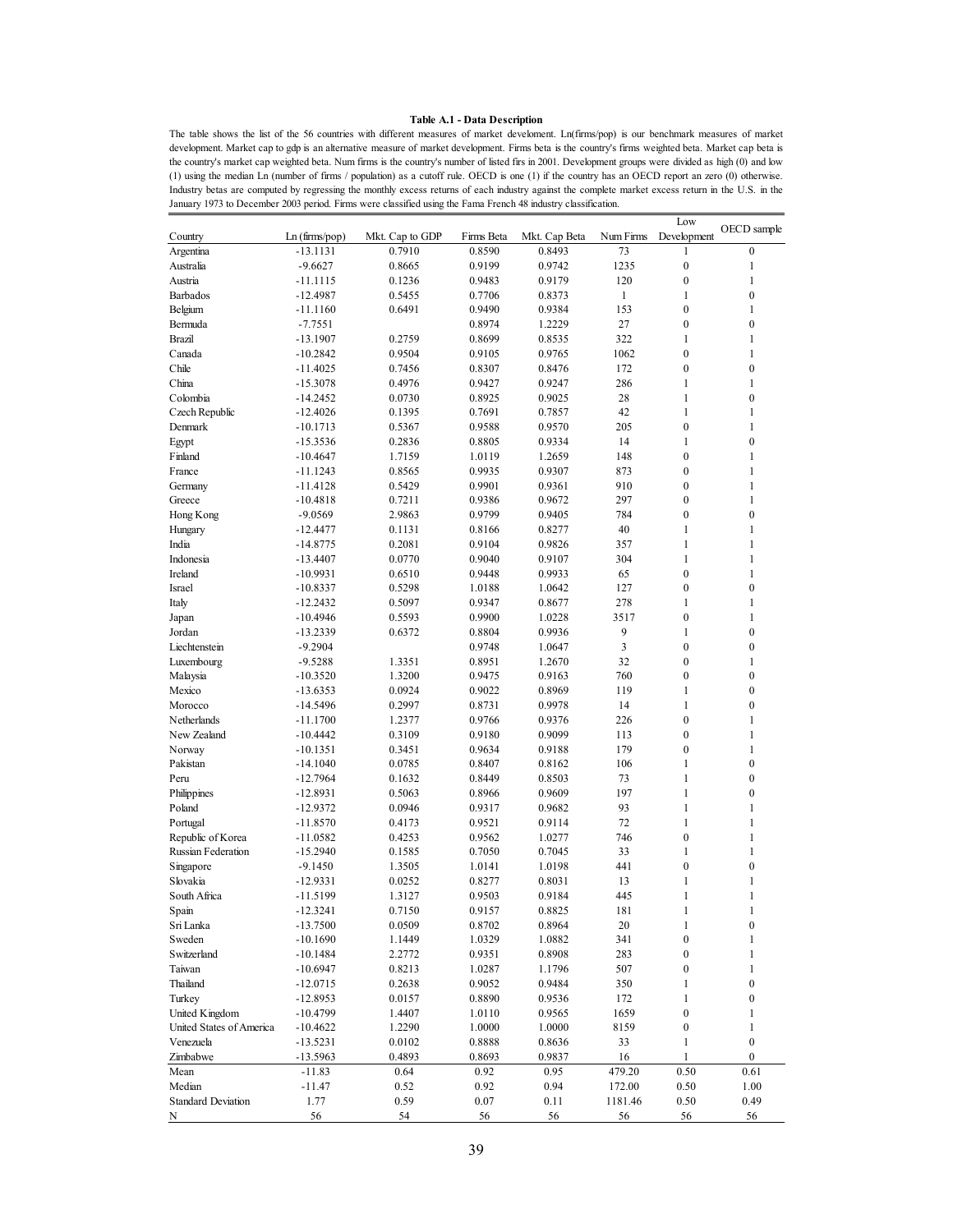**Table A.1 - Data Description**

The table shows the list of the 56 countries with different measures of market develoment. Ln(firms/pop) is our benchmark measures of market development. Market cap to gdp is an alternative measure of market development. Firms beta is the country's firms weighted beta. Market cap beta is the country's market cap weighted beta. Num firms is the country's number of listed firs in 2001. Development groups were divided as high (0) and low (1) using the median Ln (number of firms / population) as a cutoff rule. OECD is one (1) if the country has an OECD report an zero (0) otherwise. Industry betas are computed by regressing the monthly excess returns of each industry against the complete market excess return in the U.S. in the January 1973 to December 2003 period. Firms were classified using the Fama French 48 industry classification.

| Country | Ln (firms/pop) | Mkt. Cap to GDP | Firms Beta | Mkt. Cap Beta | Num Firms | Low Development | OECD sample |
|---|---|---|---|---|---|---|---|
| Argentina | -13.1131 | 0.7910 | 0.8590 | 0.8493 | 73 | 1 | 0 |
| Australia | -9.6627 | 0.8665 | 0.9199 | 0.9742 | 1235 | 0 | 1 |
| Austria | -11.1115 | 0.1236 | 0.9483 | 0.9179 | 120 | 0 | 1 |
| Barbados | -12.4987 | 0.5455 | 0.7706 | 0.8373 | 1 | 1 | 0 |
| Belgium | -11.1160 | 0.6491 | 0.9490 | 0.9384 | 153 | 0 | 1 |
| Bermuda | -7.7551 | | 0.8974 | 1.2229 | 27 | 0 | 0 |
| Brazil | -13.1907 | 0.2759 | 0.8699 | 0.8535 | 322 | 1 | 1 |
| Canada | -10.2842 | 0.9504 | 0.9105 | 0.9765 | 1062 | 0 | 1 |
| Chile | -11.4025 | 0.7456 | 0.8307 | 0.8476 | 172 | 0 | 0 |
| China | -15.3078 | 0.4976 | 0.9427 | 0.9247 | 286 | 1 | 1 |
| Colombia | -14.2452 | 0.0730 | 0.8925 | 0.9025 | 28 | 1 | 0 |
| Czech Republic | -12.4026 | 0.1395 | 0.7691 | 0.7857 | 42 | 1 | 1 |
| Denmark | -10.1713 | 0.5367 | 0.9588 | 0.9570 | 205 | 0 | 1 |
| Egypt | -15.3536 | 0.2836 | 0.8805 | 0.9334 | 14 | 1 | 0 |
| Finland | -10.4647 | 1.7159 | 1.0119 | 1.2659 | 148 | 0 | 1 |
| France | -11.1243 | 0.8565 | 0.9935 | 0.9307 | 873 | 0 | 1 |
| Germany | -11.4128 | 0.5429 | 0.9901 | 0.9361 | 910 | 0 | 1 |
| Greece | -10.4818 | 0.7211 | 0.9386 | 0.9672 | 297 | 0 | 1 |
| Hong Kong | -9.0569 | 2.9863 | 0.9799 | 0.9405 | 784 | 0 | 0 |
| Hungary | -12.4477 | 0.1131 | 0.8166 | 0.8277 | 40 | 1 | 1 |
| India | -14.8775 | 0.2081 | 0.9104 | 0.9826 | 357 | 1 | 1 |
| Indonesia | -13.4407 | 0.0770 | 0.9040 | 0.9107 | 304 | 1 | 1 |
| Ireland | -10.9931 | 0.6510 | 0.9448 | 0.9933 | 65 | 0 | 1 |
| Israel | -10.8337 | 0.5298 | 1.0188 | 1.0642 | 127 | 0 | 0 |
| Italy | -12.2432 | 0.5097 | 0.9347 | 0.8677 | 278 | 1 | 1 |
| Japan | -10.4946 | 0.5593 | 0.9900 | 1.0228 | 3517 | 0 | 1 |
| Jordan | -13.2339 | 0.6372 | 0.8804 | 0.9936 | 9 | 1 | 0 |
| Liechtenstein | -9.2904 | | 0.9748 | 1.0647 | 3 | 0 | 0 |
| Luxembourg | -9.5288 | 1.3351 | 0.8951 | 1.2670 | 32 | 0 | 1 |
| Malaysia | -10.3520 | 1.3200 | 0.9475 | 0.9163 | 760 | 0 | 0 |
| Mexico | -13.6353 | 0.0924 | 0.9022 | 0.8969 | 119 | 1 | 0 |
| Morocco | -14.5496 | 0.2997 | 0.8731 | 0.9978 | 14 | 1 | 0 |
| Netherlands | -11.1700 | 1.2377 | 0.9766 | 0.9376 | 226 | 0 | 1 |
| New Zealand | -10.4442 | 0.3109 | 0.9180 | 0.9099 | 113 | 0 | 1 |
| Norway | -10.1351 | 0.3451 | 0.9634 | 0.9188 | 179 | 0 | 1 |
| Pakistan | -14.1040 | 0.0785 | 0.8407 | 0.8162 | 106 | 1 | 0 |
| Peru | -12.7964 | 0.1632 | 0.8449 | 0.8503 | 73 | 1 | 0 |
| Philippines | -12.8931 | 0.5063 | 0.8966 | 0.9609 | 197 | 1 | 0 |
| Poland | -12.9372 | 0.0946 | 0.9317 | 0.9682 | 93 | 1 | 1 |
| Portugal | -11.8570 | 0.4173 | 0.9521 | 0.9114 | 72 | 1 | 1 |
| Republic of Korea | -11.0582 | 0.4253 | 0.9562 | 1.0277 | 746 | 0 | 1 |
| Russian Federation | -15.2940 | 0.1585 | 0.7050 | 0.7045 | 33 | 1 | 1 |
| Singapore | -9.1450 | 1.3505 | 1.0141 | 1.0198 | 441 | 0 | 0 |
| Slovakia | -12.9331 | 0.0252 | 0.8277 | 0.8031 | 13 | 1 | 1 |
| South Africa | -11.5199 | 1.3127 | 0.9503 | 0.9184 | 445 | 1 | 1 |
| Spain | -12.3241 | 0.7150 | 0.9157 | 0.8825 | 181 | 1 | 1 |
| Sri Lanka | -13.7500 | 0.0509 | 0.8702 | 0.8964 | 20 | 1 | 0 |
| Sweden | -10.1690 | 1.1449 | 1.0329 | 1.0882 | 341 | 0 | 1 |
| Switzerland | -10.1484 | 2.2772 | 0.9351 | 0.8908 | 283 | 0 | 1 |
| Taiwan | -10.6947 | 0.8213 | 1.0287 | 1.1796 | 507 | 0 | 1 |
| Thailand | -12.0715 | 0.2638 | 0.9052 | 0.9484 | 350 | 1 | 0 |
| Turkey | -12.8953 | 0.0157 | 0.8890 | 0.9536 | 172 | 1 | 0 |
| United Kingdom | -10.4799 | 1.4407 | 1.0110 | 0.9565 | 1659 | 0 | 1 |
| United States of America | -10.4622 | 1.2290 | 1.0000 | 1.0000 | 8159 | 0 | 1 |
| Venezuela | -13.5231 | 0.0102 | 0.8888 | 0.8636 | 33 | 1 | 0 |
| Zimbabwe | -13.5963 | 0.4893 | 0.8693 | 0.9837 | 16 | 1 | 0 |
| Mean | -11.83 | 0.64 | 0.92 | 0.95 | 479.20 | 0.50 | 0.61 |
| Median | -11.47 | 0.52 | 0.92 | 0.94 | 172.00 | 0.50 | 1.00 |
| Standard Deviation | 1.77 | 0.59 | 0.07 | 0.11 | 1181.46 | 0.50 | 0.49 |
| N | 56 | 54 | 56 | 56 | 56 | 56 | 56 |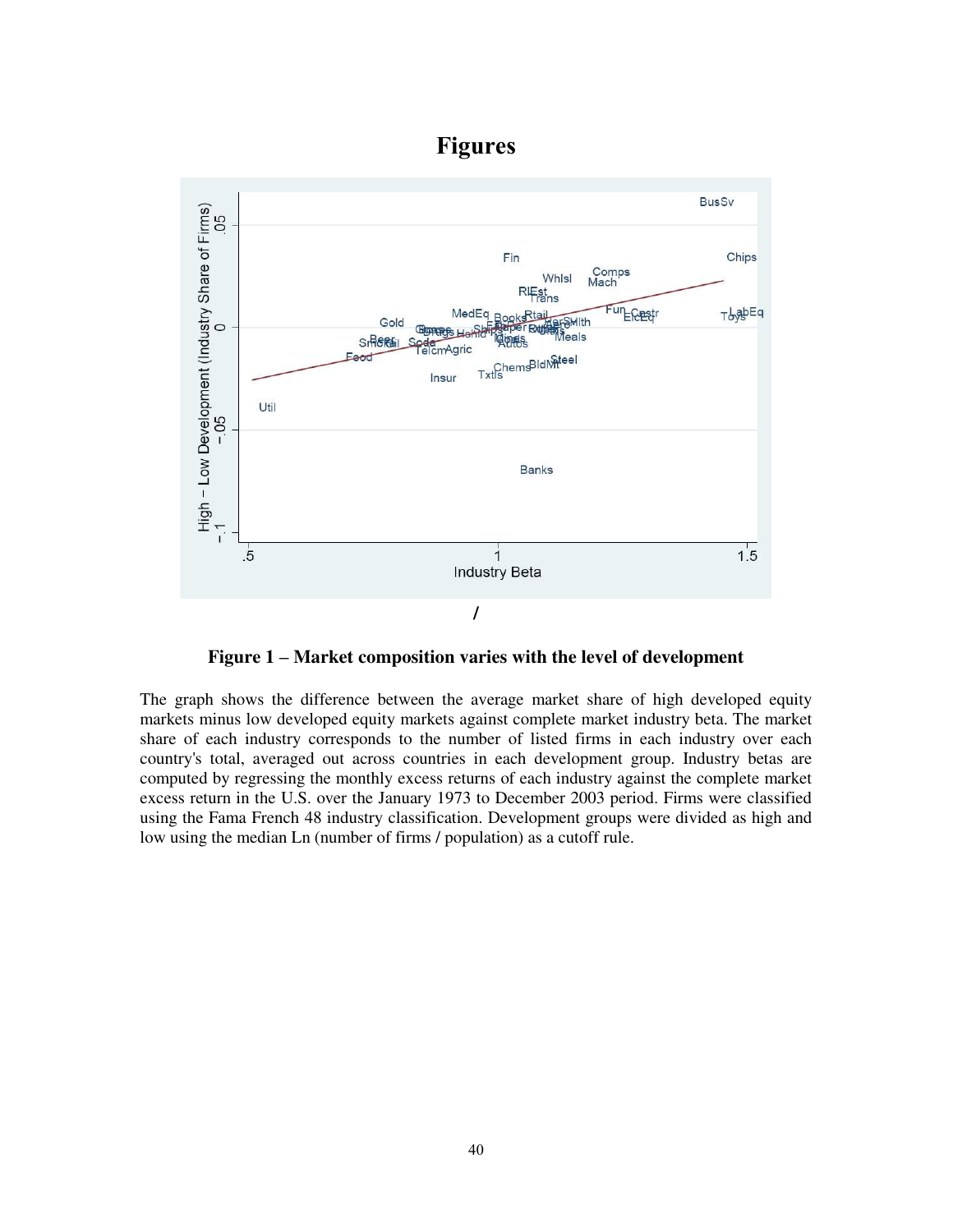# Figures

/

**Figure 1 – Market composition varies with the level of development**

The graph shows the difference between the average market share of high developed equity markets minus low developed equity markets against complete market industry beta. The market share of each industry corresponds to the number of listed firms in each industry over each country's total, averaged out across countries in each development group. Industry betas are computed by regressing the monthly excess returns of each industry against the complete market excess return in the U.S. over the January 1973 to December 2003 period. Firms were classified using the Fama French 48 industry classification. Development groups were divided as high and low using the median Ln (number of firms / population) as a cutoff rule.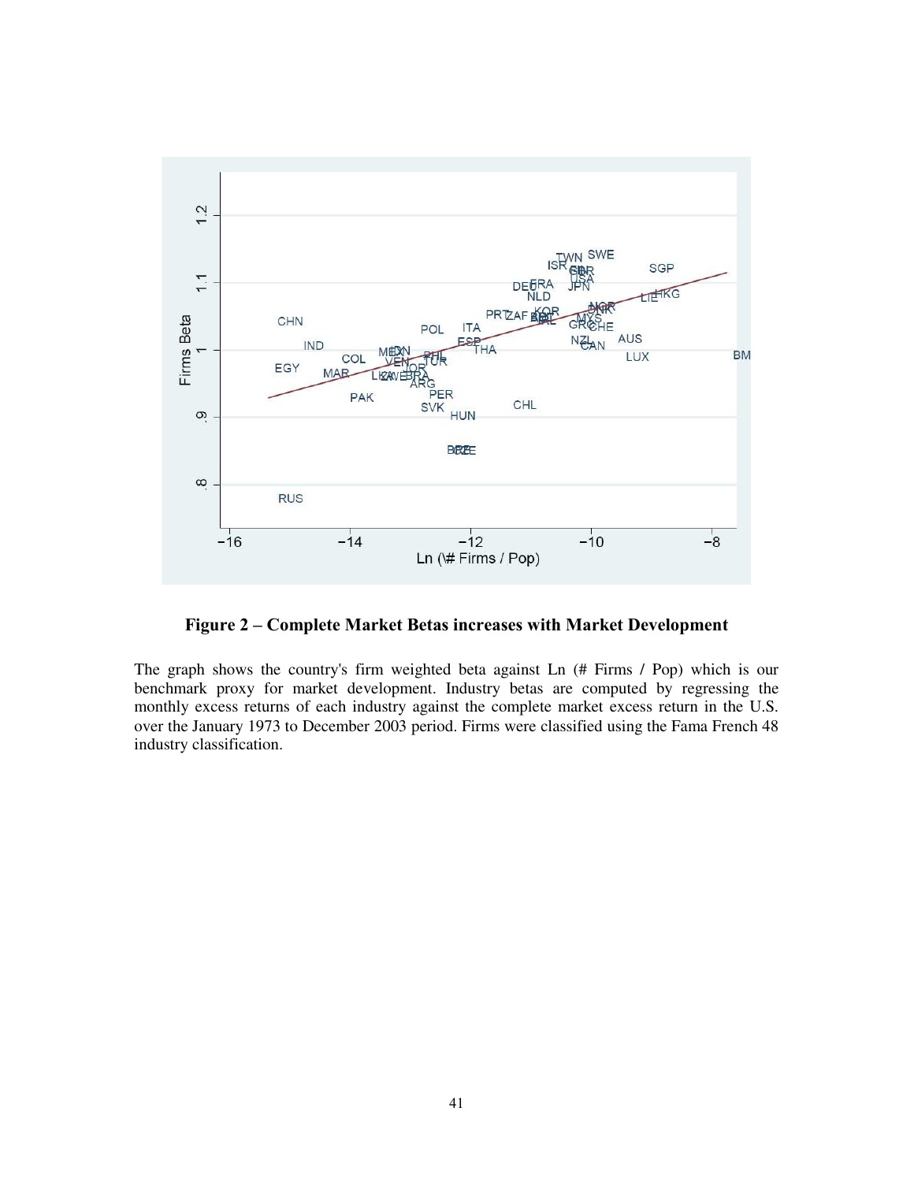Firms Beta

1.2

1.1

1

.9

.8

−16

−14

−12

−10

−8

Ln (# Firms / Pop)

CHN

IND

EGY

COL

MAR

PAK

RUS

POL

ITA

ESP

THA

PER

SVK

HUN

CHL

ARG

PRT

ZAF

DEU

FRA

NLD

ISR

TWN

SWE

USA

JPN

SGP

LIE

HKG

AUS

LUX

BM

NZL

CAN

CHE

GRC

MYS

NOR

DNK

KOR

PHL

TUR

MEX

VEN

JOR

LKA

BRA

**Figure 2 – Complete Market Betas increases with Market Development**

The graph shows the country's firm weighted beta against Ln (# Firms / Pop) which is our benchmark proxy for market development. Industry betas are computed by regressing the monthly excess returns of each industry against the complete market excess return in the U.S. over the January 1973 to December 2003 period. Firms were classified using the Fama French 48 industry classification.